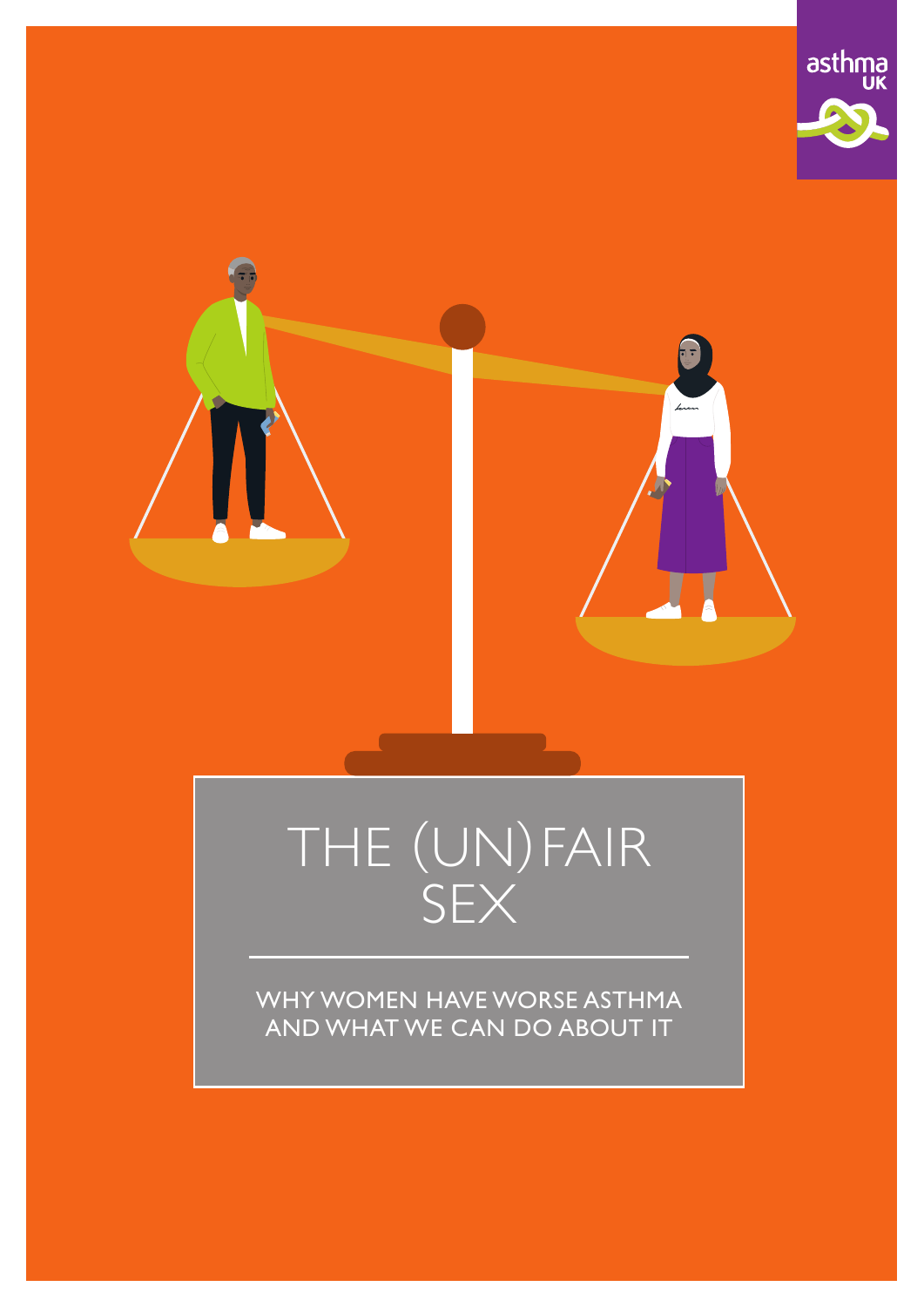asthma UK

# THE (UN)FAIR SEX

WHY WOMEN HAVE WORSE ASTHMA AND WHAT WE CAN DO ABOUT IT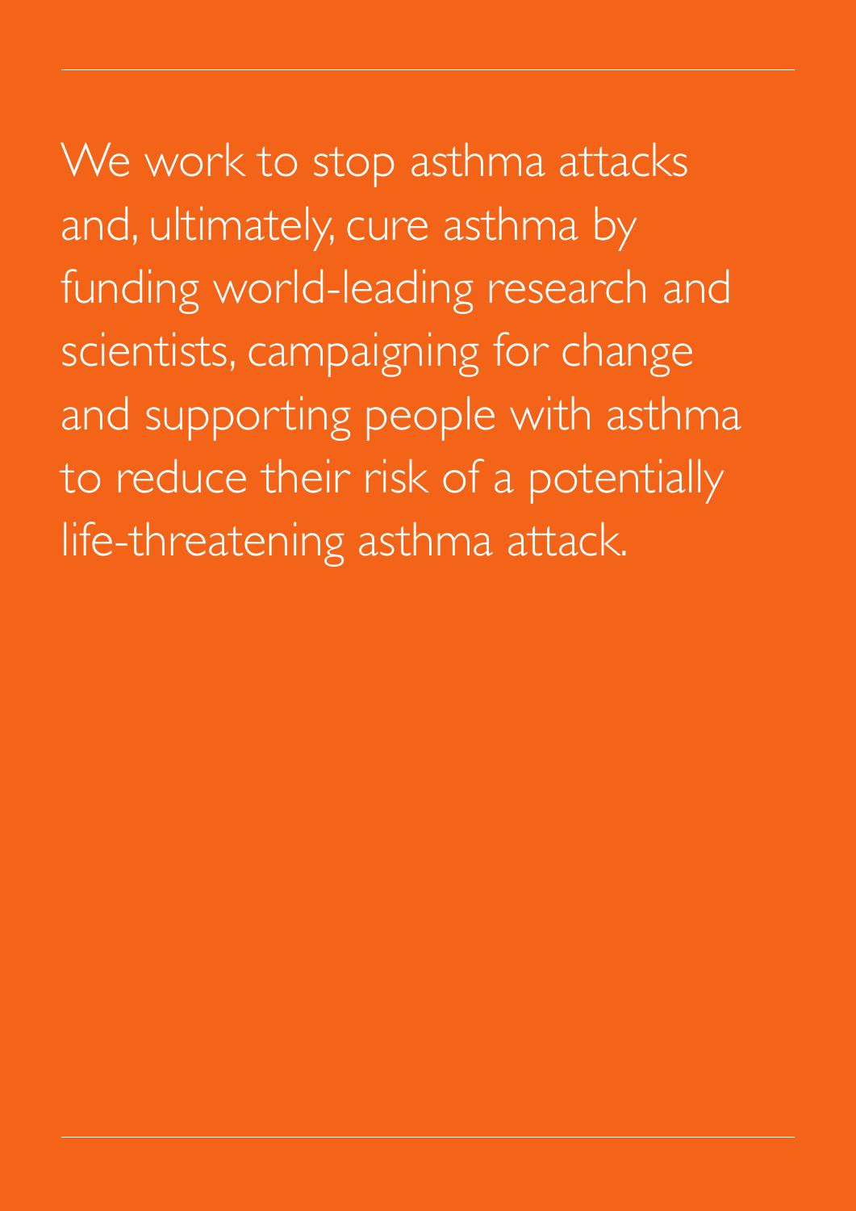We work to stop asthma attacks and, ultimately, cure asthma by funding world-leading research and scientists, campaigning for change and supporting people with asthma to reduce their risk of a potentially life-threatening asthma attack.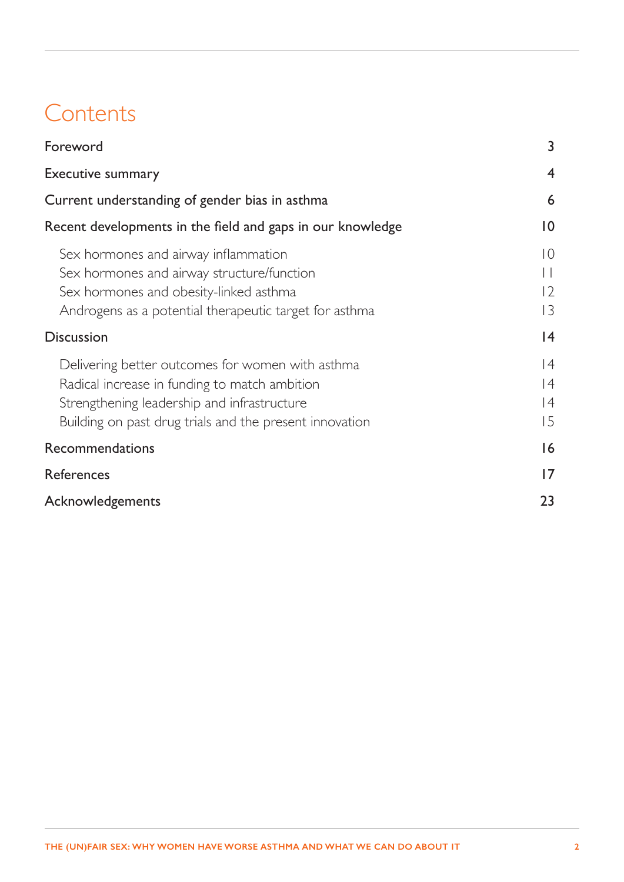# Contents

| | |
|---|---|
| Foreword | 3 |
| Executive summary | 4 |
| Current understanding of gender bias in asthma | 6 |
| Recent developments in the field and gaps in our knowledge | 10 |
| Sex hormones and airway inflammation | 10 |
| Sex hormones and airway structure/function | 11 |
| Sex hormones and obesity-linked asthma | 12 |
| Androgens as a potential therapeutic target for asthma | 13 |
| Discussion | 14 |
| Delivering better outcomes for women with asthma | 14 |
| Radical increase in funding to match ambition | 14 |
| Strengthening leadership and infrastructure | 14 |
| Building on past drug trials and the present innovation | 15 |
| Recommendations | 16 |
| References | 17 |
| Acknowledgements | 23 |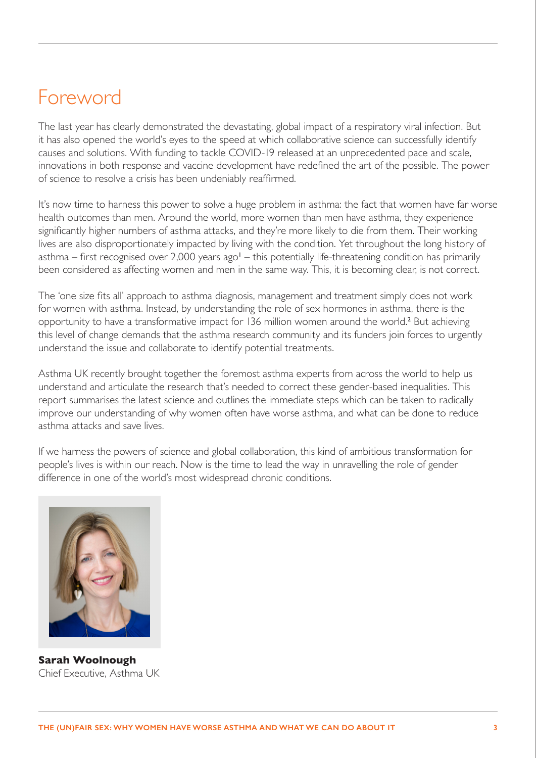# Foreword

The last year has clearly demonstrated the devastating, global impact of a respiratory viral infection. But it has also opened the world's eyes to the speed at which collaborative science can successfully identify causes and solutions. With funding to tackle COVID-19 released at an unprecedented pace and scale, innovations in both response and vaccine development have redefined the art of the possible. The power of science to resolve a crisis has been undeniably reaffirmed.

It's now time to harness this power to solve a huge problem in asthma: the fact that women have far worse health outcomes than men. Around the world, more women than men have asthma, they experience significantly higher numbers of asthma attacks, and they're more likely to die from them. Their working lives are also disproportionately impacted by living with the condition. Yet throughout the long history of asthma – first recognised over 2,000 years ago[1] – this potentially life-threatening condition has primarily been considered as affecting women and men in the same way. This, it is becoming clear, is not correct.

The 'one size fits all' approach to asthma diagnosis, management and treatment simply does not work for women with asthma. Instead, by understanding the role of sex hormones in asthma, there is the opportunity to have a transformative impact for 136 million women around the world.[2] But achieving this level of change demands that the asthma research community and its funders join forces to urgently understand the issue and collaborate to identify potential treatments.

Asthma UK recently brought together the foremost asthma experts from across the world to help us understand and articulate the research that's needed to correct these gender-based inequalities. This report summarises the latest science and outlines the immediate steps which can be taken to radically improve our understanding of why women often have worse asthma, and what can be done to reduce asthma attacks and save lives.

If we harness the powers of science and global collaboration, this kind of ambitious transformation for people's lives is within our reach. Now is the time to lead the way in unravelling the role of gender difference in one of the world's most widespread chronic conditions.

**Sarah Woolnough**
Chief Executive, Asthma UK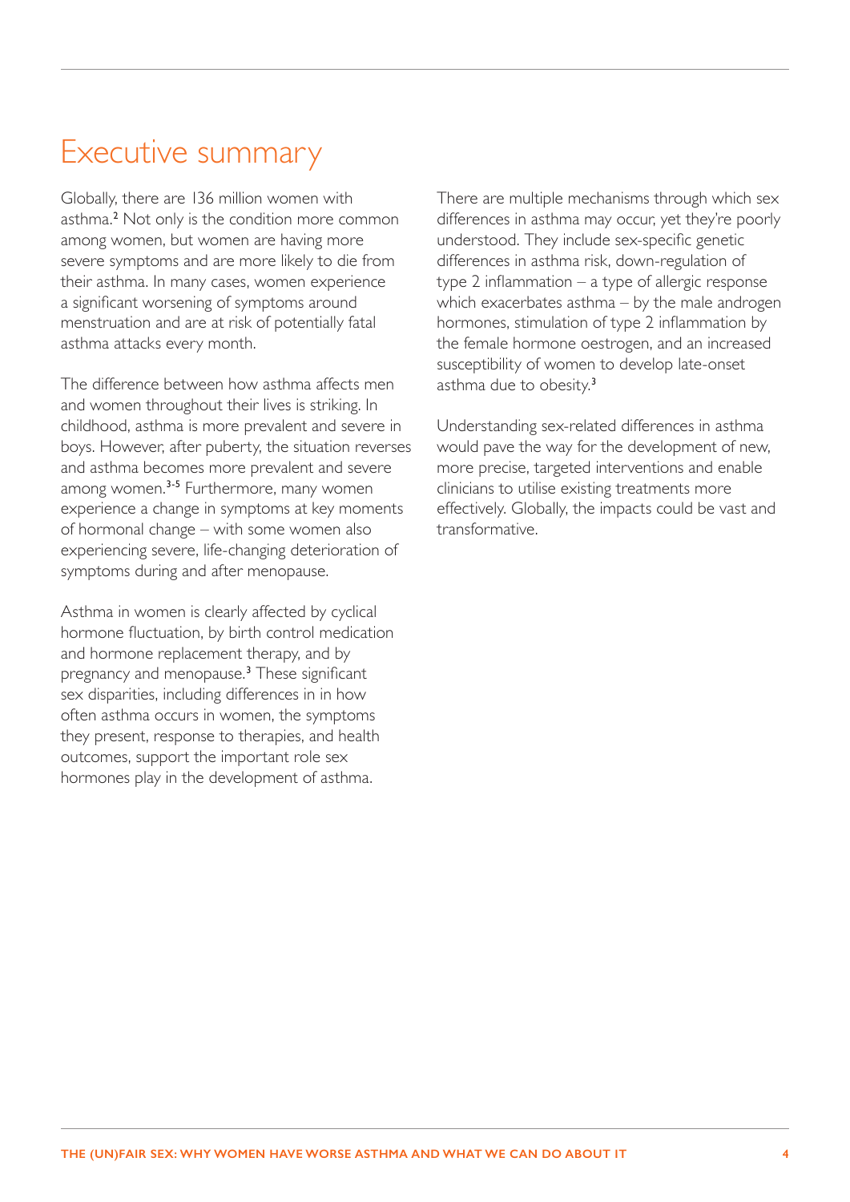# Executive summary

Globally, there are 136 million women with asthma.[2] Not only is the condition more common among women, but women are having more severe symptoms and are more likely to die from their asthma. In many cases, women experience a significant worsening of symptoms around menstruation and are at risk of potentially fatal asthma attacks every month.

The difference between how asthma affects men and women throughout their lives is striking. In childhood, asthma is more prevalent and severe in boys. However, after puberty, the situation reverses and asthma becomes more prevalent and severe among women.[3-5] Furthermore, many women experience a change in symptoms at key moments of hormonal change – with some women also experiencing severe, life-changing deterioration of symptoms during and after menopause.

Asthma in women is clearly affected by cyclical hormone fluctuation, by birth control medication and hormone replacement therapy, and by pregnancy and menopause.[3] These significant sex disparities, including differences in in how often asthma occurs in women, the symptoms they present, response to therapies, and health outcomes, support the important role sex hormones play in the development of asthma.

There are multiple mechanisms through which sex differences in asthma may occur, yet they're poorly understood. They include sex-specific genetic differences in asthma risk, down-regulation of type 2 inflammation – a type of allergic response which exacerbates asthma – by the male androgen hormones, stimulation of type 2 inflammation by the female hormone oestrogen, and an increased susceptibility of women to develop late-onset asthma due to obesity.[3]

Understanding sex-related differences in asthma would pave the way for the development of new, more precise, targeted interventions and enable clinicians to utilise existing treatments more effectively. Globally, the impacts could be vast and transformative.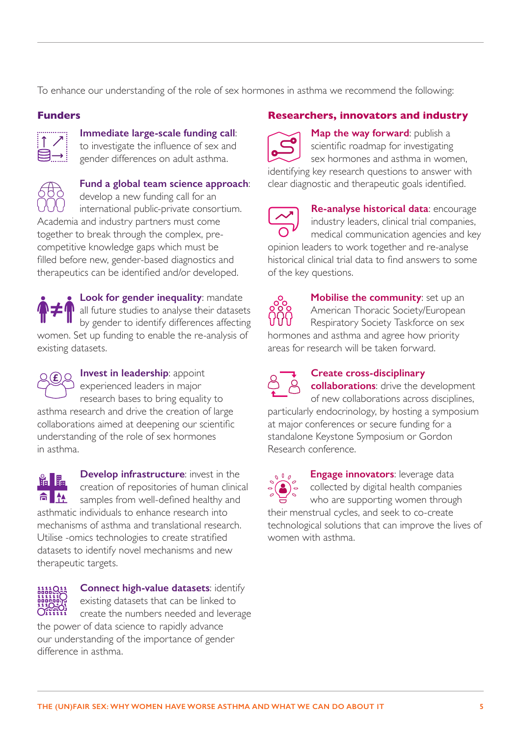To enhance our understanding of the role of sex hormones in asthma we recommend the following:

### Funders

**Immediate large-scale funding call**: to investigate the influence of sex and gender differences on adult asthma.

**Fund a global team science approach**: develop a new funding call for an international public-private consortium. Academia and industry partners must come together to break through the complex, pre-competitive knowledge gaps which must be filled before new, gender-based diagnostics and therapeutics can be identified and/or developed.

**Look for gender inequality**: mandate all future studies to analyse their datasets by gender to identify differences affecting women. Set up funding to enable the re-analysis of existing datasets.

**Invest in leadership**: appoint experienced leaders in major research bases to bring equality to asthma research and drive the creation of large collaborations aimed at deepening our scientific understanding of the role of sex hormones in asthma.

**Develop infrastructure**: invest in the creation of repositories of human clinical samples from well-defined healthy and asthmatic individuals to enhance research into mechanisms of asthma and translational research. Utilise -omics technologies to create stratified datasets to identify novel mechanisms and new therapeutic targets.

**Connect high-value datasets**: identify existing datasets that can be linked to create the numbers needed and leverage the power of data science to rapidly advance our understanding of the importance of gender difference in asthma.

### Researchers, innovators and industry

**Map the way forward**: publish a scientific roadmap for investigating sex hormones and asthma in women, identifying key research questions to answer with clear diagnostic and therapeutic goals identified.

**Re-analyse historical data**: encourage industry leaders, clinical trial companies, medical communication agencies and key opinion leaders to work together and re-analyse historical clinical trial data to find answers to some of the key questions.

**Mobilise the community**: set up an American Thoracic Society/European Respiratory Society Taskforce on sex hormones and asthma and agree how priority areas for research will be taken forward.

**Create cross-disciplinary collaborations**: drive the development of new collaborations across disciplines, particularly endocrinology, by hosting a symposium at major conferences or secure funding for a standalone Keystone Symposium or Gordon Research conference.

**Engage innovators**: leverage data collected by digital health companies who are supporting women through their menstrual cycles, and seek to co-create technological solutions that can improve the lives of women with asthma.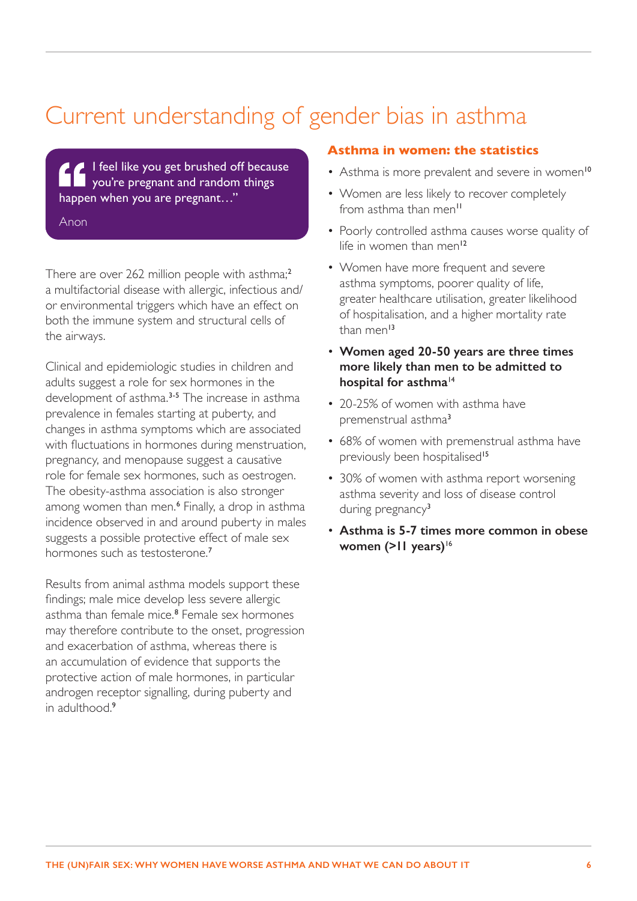# Current understanding of gender bias in asthma

> "I feel like you get brushed off because you're pregnant and random things happen when you are pregnant…"
>
> Anon

There are over 262 million people with asthma;[2] a multifactorial disease with allergic, infectious and/or environmental triggers which have an effect on both the immune system and structural cells of the airways.

Clinical and epidemiologic studies in children and adults suggest a role for sex hormones in the development of asthma.[3-5] The increase in asthma prevalence in females starting at puberty, and changes in asthma symptoms which are associated with fluctuations in hormones during menstruation, pregnancy, and menopause suggest a causative role for female sex hormones, such as oestrogen. The obesity-asthma association is also stronger among women than men.[6] Finally, a drop in asthma incidence observed in and around puberty in males suggests a possible protective effect of male sex hormones such as testosterone.[7]

Results from animal asthma models support these findings; male mice develop less severe allergic asthma than female mice.[8] Female sex hormones may therefore contribute to the onset, progression and exacerbation of asthma, whereas there is an accumulation of evidence that supports the protective action of male hormones, in particular androgen receptor signalling, during puberty and in adulthood.[9]

## Asthma in women: the statistics

- Asthma is more prevalent and severe in women[10]
- Women are less likely to recover completely from asthma than men[11]
- Poorly controlled asthma causes worse quality of life in women than men[12]
- Women have more frequent and severe asthma symptoms, poorer quality of life, greater healthcare utilisation, greater likelihood of hospitalisation, and a higher mortality rate than men[13]
- **Women aged 20-50 years are three times more likely than men to be admitted to hospital for asthma**[14]
- 20-25% of women with asthma have premenstrual asthma[3]
- 68% of women with premenstrual asthma have previously been hospitalised[15]
- 30% of women with asthma report worsening asthma severity and loss of disease control during pregnancy[3]
- **Asthma is 5-7 times more common in obese women (>11 years)**[16]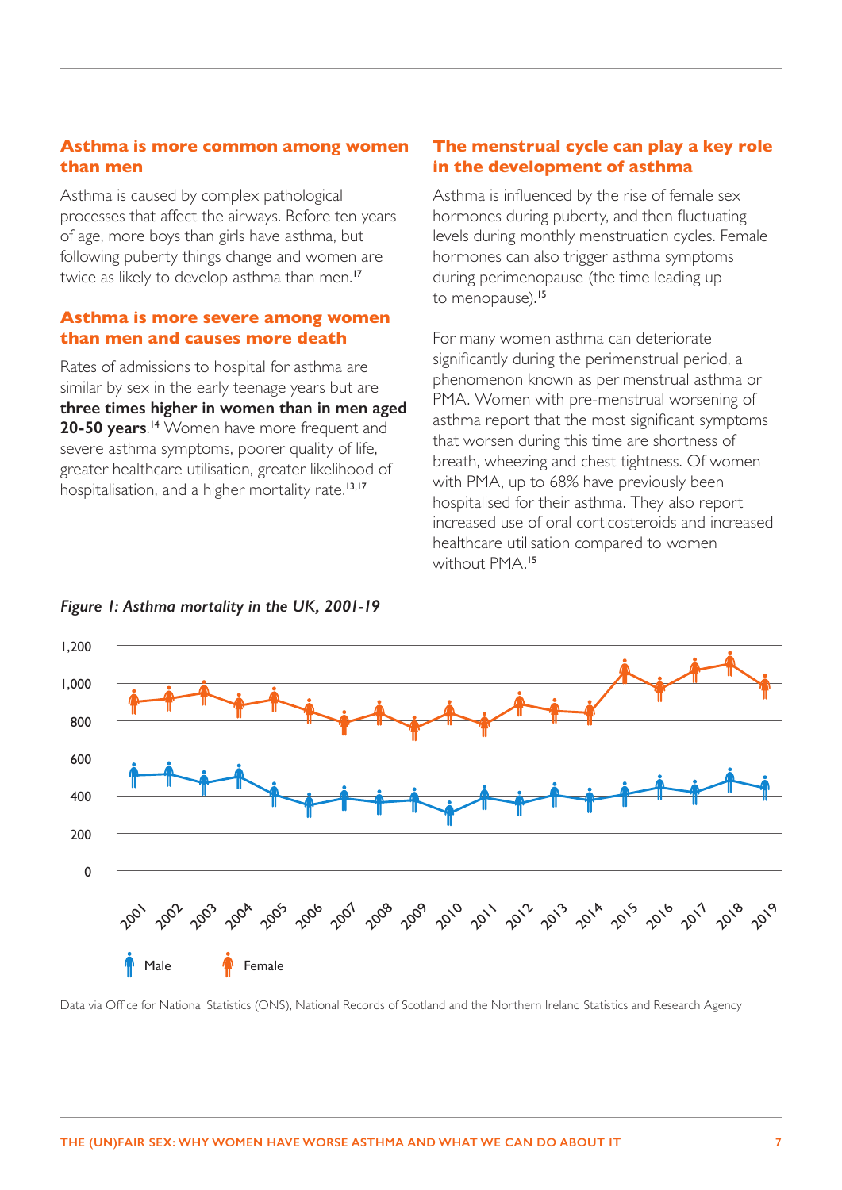## Asthma is more common among women than men

Asthma is caused by complex pathological processes that affect the airways. Before ten years of age, more boys than girls have asthma, but following puberty things change and women are twice as likely to develop asthma than men.[17]

## Asthma is more severe among women than men and causes more death

Rates of admissions to hospital for asthma are similar by sex in the early teenage years but are **three times higher in women than in men aged 20-50 years**.[14] Women have more frequent and severe asthma symptoms, poorer quality of life, greater healthcare utilisation, greater likelihood of hospitalisation, and a higher mortality rate.[13,17]

## The menstrual cycle can play a key role in the development of asthma

Asthma is influenced by the rise of female sex hormones during puberty, and then fluctuating levels during monthly menstruation cycles. Female hormones can also trigger asthma symptoms during perimenopause (the time leading up to menopause).[15]

For many women asthma can deteriorate significantly during the perimenstrual period, a phenomenon known as perimenstrual asthma or PMA. Women with pre-menstrual worsening of asthma report that the most significant symptoms that worsen during this time are shortness of breath, wheezing and chest tightness. Of women with PMA, up to 68% have previously been hospitalised for their asthma. They also report increased use of oral corticosteroids and increased healthcare utilisation compared to women without PMA.[15]

*Figure 1: Asthma mortality in the UK, 2001-19*

Data via Office for National Statistics (ONS), National Records of Scotland and the Northern Ireland Statistics and Research Agency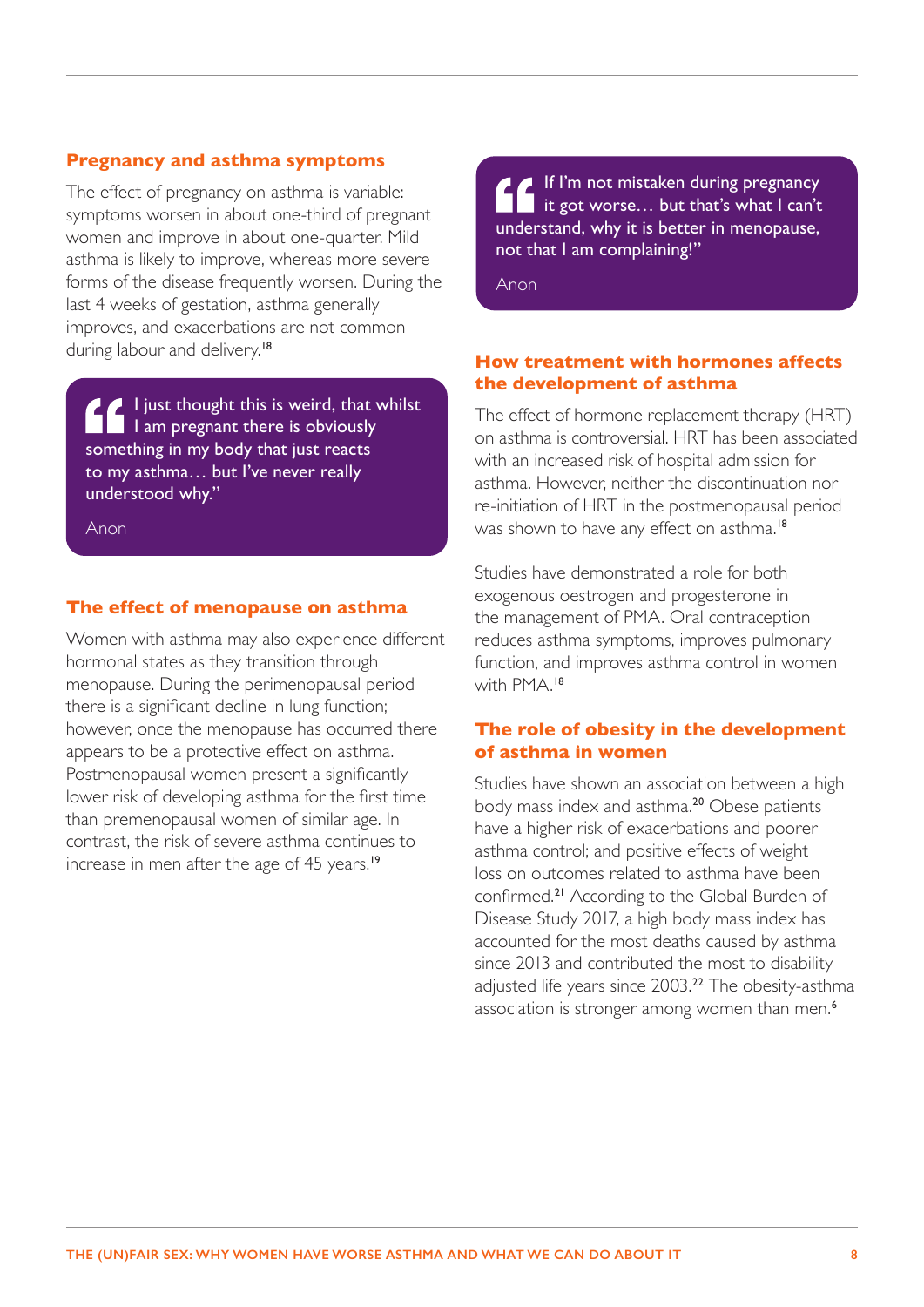### Pregnancy and asthma symptoms

The effect of pregnancy on asthma is variable: symptoms worsen in about one-third of pregnant women and improve in about one-quarter. Mild asthma is likely to improve, whereas more severe forms of the disease frequently worsen. During the last 4 weeks of gestation, asthma generally improves, and exacerbations are not common during labour and delivery.[18]

> "I just thought this is weird, that whilst I am pregnant there is obviously something in my body that just reacts to my asthma… but I've never really understood why."
>
> Anon

### The effect of menopause on asthma

Women with asthma may also experience different hormonal states as they transition through menopause. During the perimenopausal period there is a significant decline in lung function; however, once the menopause has occurred there appears to be a protective effect on asthma. Postmenopausal women present a significantly lower risk of developing asthma for the first time than premenopausal women of similar age. In contrast, the risk of severe asthma continues to increase in men after the age of 45 years.[19]

> "If I'm not mistaken during pregnancy it got worse… but that's what I can't understand, why it is better in menopause, not that I am complaining!"
>
> Anon

### How treatment with hormones affects the development of asthma

The effect of hormone replacement therapy (HRT) on asthma is controversial. HRT has been associated with an increased risk of hospital admission for asthma. However, neither the discontinuation nor re-initiation of HRT in the postmenopausal period was shown to have any effect on asthma.[18]

Studies have demonstrated a role for both exogenous oestrogen and progesterone in the management of PMA. Oral contraception reduces asthma symptoms, improves pulmonary function, and improves asthma control in women with PMA.[18]

### The role of obesity in the development of asthma in women

Studies have shown an association between a high body mass index and asthma.[20] Obese patients have a higher risk of exacerbations and poorer asthma control; and positive effects of weight loss on outcomes related to asthma have been confirmed.[21] According to the Global Burden of Disease Study 2017, a high body mass index has accounted for the most deaths caused by asthma since 2013 and contributed the most to disability adjusted life years since 2003.[22] The obesity-asthma association is stronger among women than men.[6]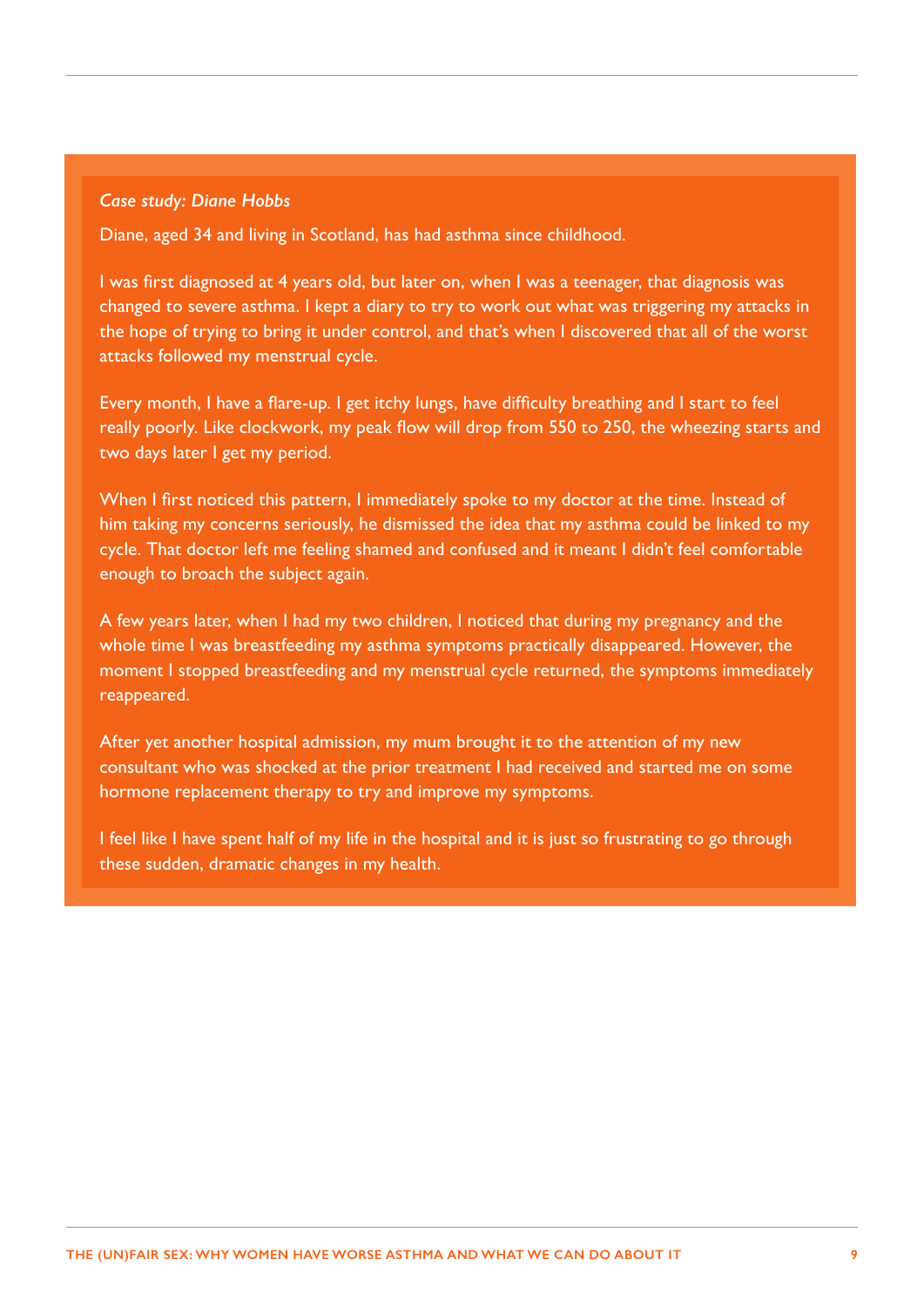*Case study: Diane Hobbs*

Diane, aged 34 and living in Scotland, has had asthma since childhood.

I was first diagnosed at 4 years old, but later on, when I was a teenager, that diagnosis was changed to severe asthma. I kept a diary to try to work out what was triggering my attacks in the hope of trying to bring it under control, and that's when I discovered that all of the worst attacks followed my menstrual cycle.

Every month, I have a flare-up. I get itchy lungs, have difficulty breathing and I start to feel really poorly. Like clockwork, my peak flow will drop from 550 to 250, the wheezing starts and two days later I get my period.

When I first noticed this pattern, I immediately spoke to my doctor at the time. Instead of him taking my concerns seriously, he dismissed the idea that my asthma could be linked to my cycle. That doctor left me feeling shamed and confused and it meant I didn't feel comfortable enough to broach the subject again.

A few years later, when I had my two children, I noticed that during my pregnancy and the whole time I was breastfeeding my asthma symptoms practically disappeared. However, the moment I stopped breastfeeding and my menstrual cycle returned, the symptoms immediately reappeared.

After yet another hospital admission, my mum brought it to the attention of my new consultant who was shocked at the prior treatment I had received and started me on some hormone replacement therapy to try and improve my symptoms.

I feel like I have spent half of my life in the hospital and it is just so frustrating to go through these sudden, dramatic changes in my health.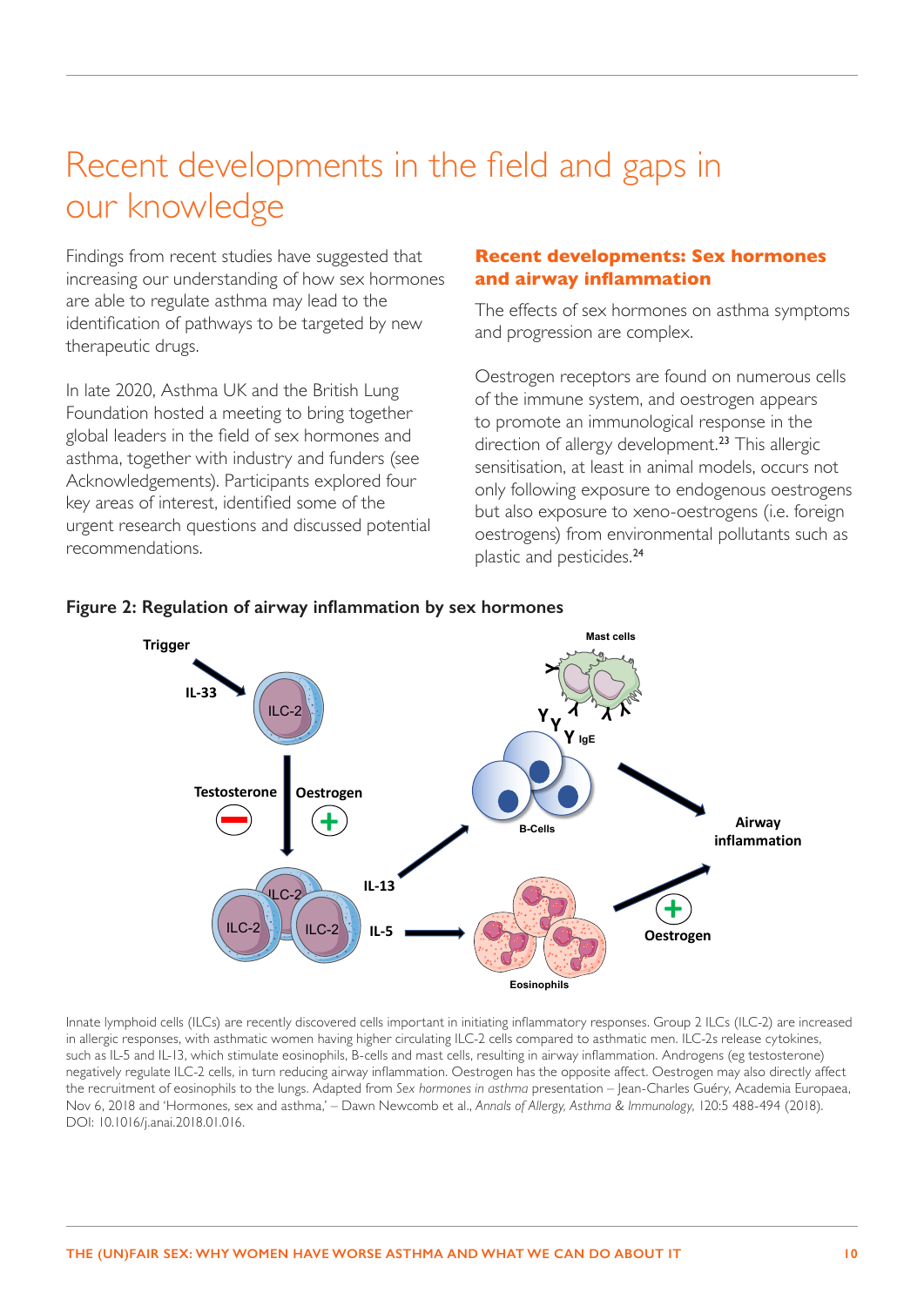# Recent developments in the field and gaps in our knowledge

Findings from recent studies have suggested that increasing our understanding of how sex hormones are able to regulate asthma may lead to the identification of pathways to be targeted by new therapeutic drugs.

In late 2020, Asthma UK and the British Lung Foundation hosted a meeting to bring together global leaders in the field of sex hormones and asthma, together with industry and funders (see Acknowledgements). Participants explored four key areas of interest, identified some of the urgent research questions and discussed potential recommendations.

## Recent developments: Sex hormones and airway inflammation

The effects of sex hormones on asthma symptoms and progression are complex.

Oestrogen receptors are found on numerous cells of the immune system, and oestrogen appears to promote an immunological response in the direction of allergy development.[23] This allergic sensitisation, at least in animal models, occurs not only following exposure to endogenous oestrogens but also exposure to xeno-oestrogens (i.e. foreign oestrogens) from environmental pollutants such as plastic and pesticides.[24]

**Figure 2: Regulation of airway inflammation by sex hormones**

Trigger

IL-33

ILC-2

Testosterone

Oestrogen

ILC-2

ILC-2

ILC-2

IL-13

IL-5

Mast cells

IgE

B-Cells

Eosinophils

Airway inflammation

Oestrogen

Innate lymphoid cells (ILCs) are recently discovered cells important in initiating inflammatory responses. Group 2 ILCs (ILC-2) are increased in allergic responses, with asthmatic women having higher circulating ILC-2 cells compared to asthmatic men. ILC-2s release cytokines, such as IL-5 and IL-13, which stimulate eosinophils, B-cells and mast cells, resulting in airway inflammation. Androgens (eg testosterone) negatively regulate ILC-2 cells, in turn reducing airway inflammation. Oestrogen has the opposite affect. Oestrogen may also directly affect the recruitment of eosinophils to the lungs. Adapted from *Sex hormones in asthma* presentation – Jean-Charles Guéry, Academia Europaea, Nov 6, 2018 and 'Hormones, sex and asthma,' – Dawn Newcomb et al., *Annals of Allergy, Asthma & Immunology*, 120:5 488-494 (2018). DOI: 10.1016/j.anai.2018.01.016.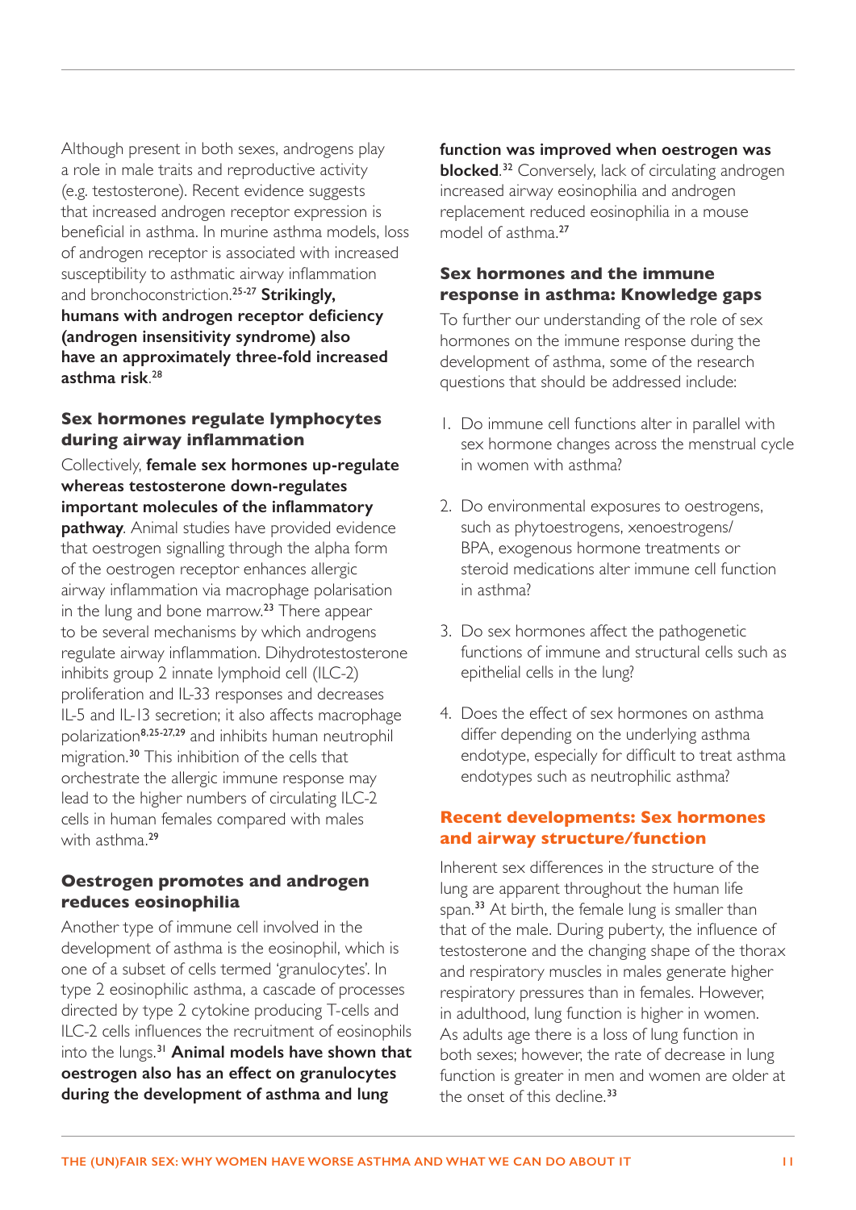Although present in both sexes, androgens play a role in male traits and reproductive activity (e.g. testosterone). Recent evidence suggests that increased androgen receptor expression is beneficial in asthma. In murine asthma models, loss of androgen receptor is associated with increased susceptibility to asthmatic airway inflammation and bronchoconstriction.[25-27] **Strikingly, humans with androgen receptor deficiency (androgen insensitivity syndrome) also have an approximately three-fold increased asthma risk**.[28]

### Sex hormones regulate lymphocytes during airway inflammation

Collectively, **female sex hormones up-regulate whereas testosterone down-regulates important molecules of the inflammatory pathway**. Animal studies have provided evidence that oestrogen signalling through the alpha form of the oestrogen receptor enhances allergic airway inflammation via macrophage polarisation in the lung and bone marrow.[23] There appear to be several mechanisms by which androgens regulate airway inflammation. Dihydrotestosterone inhibits group 2 innate lymphoid cell (ILC-2) proliferation and IL-33 responses and decreases IL-5 and IL-13 secretion; it also affects macrophage polarization[8,25-27,29] and inhibits human neutrophil migration.[30] This inhibition of the cells that orchestrate the allergic immune response may lead to the higher numbers of circulating ILC-2 cells in human females compared with males with asthma.[29]

### Oestrogen promotes and androgen reduces eosinophilia

Another type of immune cell involved in the development of asthma is the eosinophil, which is one of a subset of cells termed 'granulocytes'. In type 2 eosinophilic asthma, a cascade of processes directed by type 2 cytokine producing T-cells and ILC-2 cells influences the recruitment of eosinophils into the lungs.[31] **Animal models have shown that oestrogen also has an effect on granulocytes during the development of asthma and lung function was improved when oestrogen was blocked**.[32] Conversely, lack of circulating androgen increased airway eosinophilia and androgen replacement reduced eosinophilia in a mouse model of asthma.[27]

### Sex hormones and the immune response in asthma: Knowledge gaps

To further our understanding of the role of sex hormones on the immune response during the development of asthma, some of the research questions that should be addressed include:

1. Do immune cell functions alter in parallel with sex hormone changes across the menstrual cycle in women with asthma?
2. Do environmental exposures to oestrogens, such as phytoestrogens, xenoestrogens/BPA, exogenous hormone treatments or steroid medications alter immune cell function in asthma?
3. Do sex hormones affect the pathogenetic functions of immune and structural cells such as epithelial cells in the lung?
4. Does the effect of sex hormones on asthma differ depending on the underlying asthma endotype, especially for difficult to treat asthma endotypes such as neutrophilic asthma?

## Recent developments: Sex hormones and airway structure/function

Inherent sex differences in the structure of the lung are apparent throughout the human life span.[33] At birth, the female lung is smaller than that of the male. During puberty, the influence of testosterone and the changing shape of the thorax and respiratory muscles in males generate higher respiratory pressures than in females. However, in adulthood, lung function is higher in women. As adults age there is a loss of lung function in both sexes; however, the rate of decrease in lung function is greater in men and women are older at the onset of this decline.[33]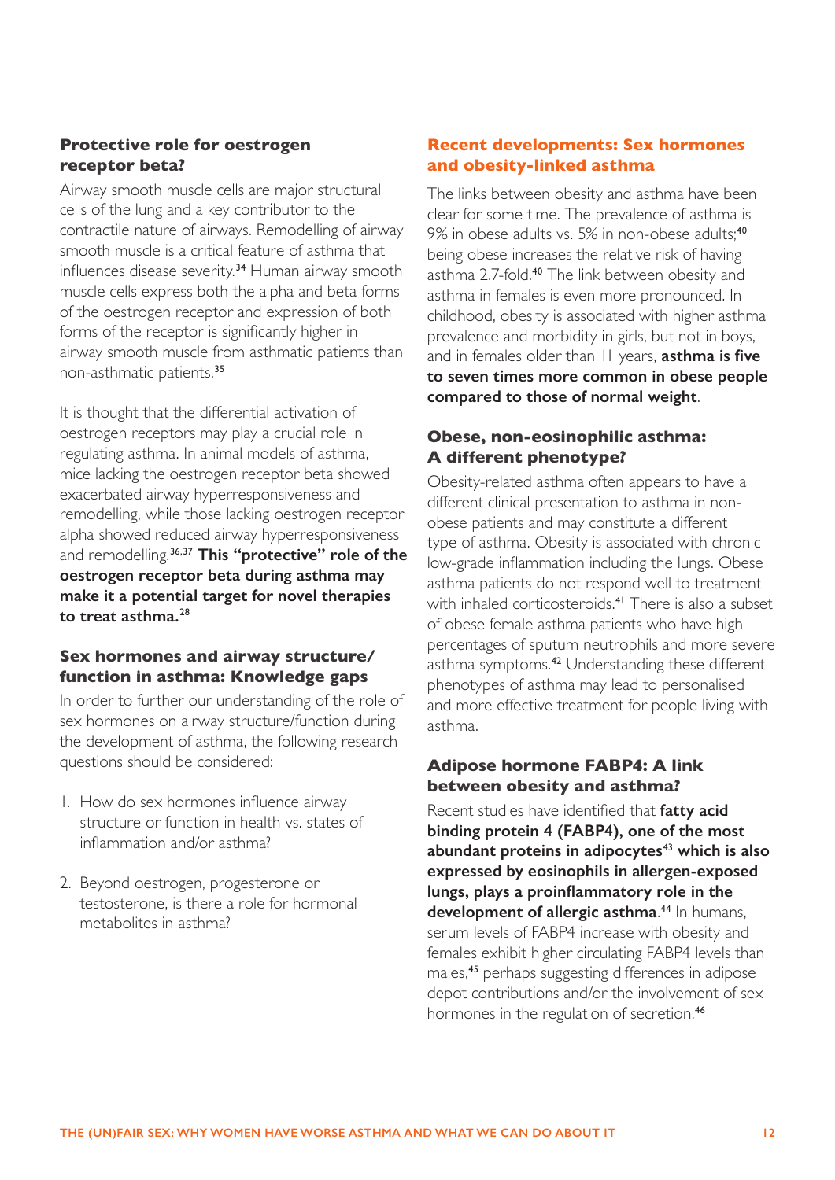### Protective role for oestrogen receptor beta?

Airway smooth muscle cells are major structural cells of the lung and a key contributor to the contractile nature of airways. Remodelling of airway smooth muscle is a critical feature of asthma that influences disease severity.[34] Human airway smooth muscle cells express both the alpha and beta forms of the oestrogen receptor and expression of both forms of the receptor is significantly higher in airway smooth muscle from asthmatic patients than non-asthmatic patients.[35]

It is thought that the differential activation of oestrogen receptors may play a crucial role in regulating asthma. In animal models of asthma, mice lacking the oestrogen receptor beta showed exacerbated airway hyperresponsiveness and remodelling, while those lacking oestrogen receptor alpha showed reduced airway hyperresponsiveness and remodelling.[36,37] **This "protective" role of the oestrogen receptor beta during asthma may make it a potential target for novel therapies to treat asthma.**[28]

### Sex hormones and airway structure/function in asthma: Knowledge gaps

In order to further our understanding of the role of sex hormones on airway structure/function during the development of asthma, the following research questions should be considered:

1. How do sex hormones influence airway structure or function in health vs. states of inflammation and/or asthma?
2. Beyond oestrogen, progesterone or testosterone, is there a role for hormonal metabolites in asthma?

## Recent developments: Sex hormones and obesity-linked asthma

The links between obesity and asthma have been clear for some time. The prevalence of asthma is 9% in obese adults vs. 5% in non-obese adults;[40] being obese increases the relative risk of having asthma 2.7-fold.[40] The link between obesity and asthma in females is even more pronounced. In childhood, obesity is associated with higher asthma prevalence and morbidity in girls, but not in boys, and in females older than 11 years, **asthma is five to seven times more common in obese people compared to those of normal weight**.

### Obese, non-eosinophilic asthma: A different phenotype?

Obesity-related asthma often appears to have a different clinical presentation to asthma in non-obese patients and may constitute a different type of asthma. Obesity is associated with chronic low-grade inflammation including the lungs. Obese asthma patients do not respond well to treatment with inhaled corticosteroids.[41] There is also a subset of obese female asthma patients who have high percentages of sputum neutrophils and more severe asthma symptoms.[42] Understanding these different phenotypes of asthma may lead to personalised and more effective treatment for people living with asthma.

### Adipose hormone FABP4: A link between obesity and asthma?

Recent studies have identified that **fatty acid binding protein 4 (FABP4), one of the most abundant proteins in adipocytes[43] which is also expressed by eosinophils in allergen-exposed lungs, plays a proinflammatory role in the development of allergic asthma**.[44] In humans, serum levels of FABP4 increase with obesity and females exhibit higher circulating FABP4 levels than males,[45] perhaps suggesting differences in adipose depot contributions and/or the involvement of sex hormones in the regulation of secretion.[46]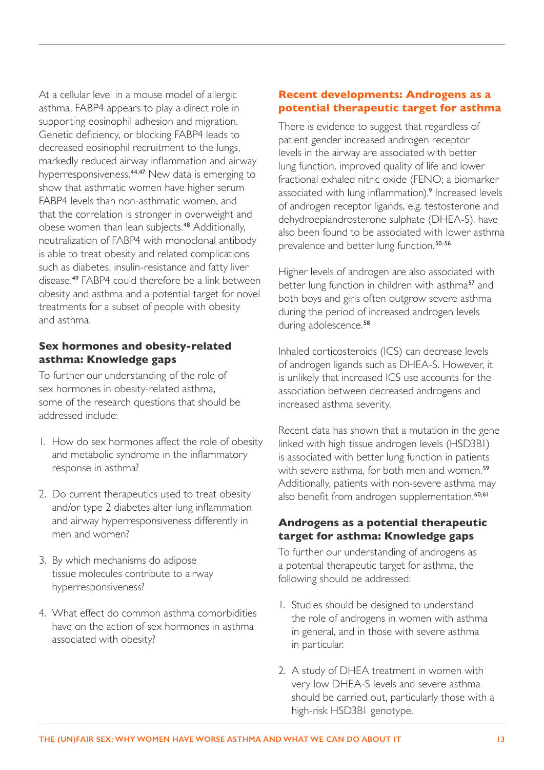At a cellular level in a mouse model of allergic asthma, FABP4 appears to play a direct role in supporting eosinophil adhesion and migration. Genetic deficiency, or blocking FABP4 leads to decreased eosinophil recruitment to the lungs, markedly reduced airway inflammation and airway hyperresponsiveness.[44,47] New data is emerging to show that asthmatic women have higher serum FABP4 levels than non-asthmatic women, and that the correlation is stronger in overweight and obese women than lean subjects.[48] Additionally, neutralization of FABP4 with monoclonal antibody is able to treat obesity and related complications such as diabetes, insulin-resistance and fatty liver disease.[49] FABP4 could therefore be a link between obesity and asthma and a potential target for novel treatments for a subset of people with obesity and asthma.

### Sex hormones and obesity-related asthma: Knowledge gaps

To further our understanding of the role of sex hormones in obesity-related asthma, some of the research questions that should be addressed include:

1. How do sex hormones affect the role of obesity and metabolic syndrome in the inflammatory response in asthma?
2. Do current therapeutics used to treat obesity and/or type 2 diabetes alter lung inflammation and airway hyperresponsiveness differently in men and women?
3. By which mechanisms do adipose tissue molecules contribute to airway hyperresponsiveness?
4. What effect do common asthma comorbidities have on the action of sex hormones in asthma associated with obesity?

## Recent developments: Androgens as a potential therapeutic target for asthma

There is evidence to suggest that regardless of patient gender increased androgen receptor levels in the airway are associated with better lung function, improved quality of life and lower fractional exhaled nitric oxide (FENO; a biomarker associated with lung inflammation).[9] Increased levels of androgen receptor ligands, e.g. testosterone and dehydroepiandrosterone sulphate (DHEA-S), have also been found to be associated with lower asthma prevalence and better lung function.[50-56]

Higher levels of androgen are also associated with better lung function in children with asthma[57] and both boys and girls often outgrow severe asthma during the period of increased androgen levels during adolescence.[58]

Inhaled corticosteroids (ICS) can decrease levels of androgen ligands such as DHEA-S. However, it is unlikely that increased ICS use accounts for the association between decreased androgens and increased asthma severity.

Recent data has shown that a mutation in the gene linked with high tissue androgen levels (HSD3B1) is associated with better lung function in patients with severe asthma, for both men and women.[59] Additionally, patients with non-severe asthma may also benefit from androgen supplementation.[60,61]

### Androgens as a potential therapeutic target for asthma: Knowledge gaps

To further our understanding of androgens as a potential therapeutic target for asthma, the following should be addressed:

1. Studies should be designed to understand the role of androgens in women with asthma in general, and in those with severe asthma in particular.
2. A study of DHEA treatment in women with very low DHEA-S levels and severe asthma should be carried out, particularly those with a high-risk HSD3B1 genotype.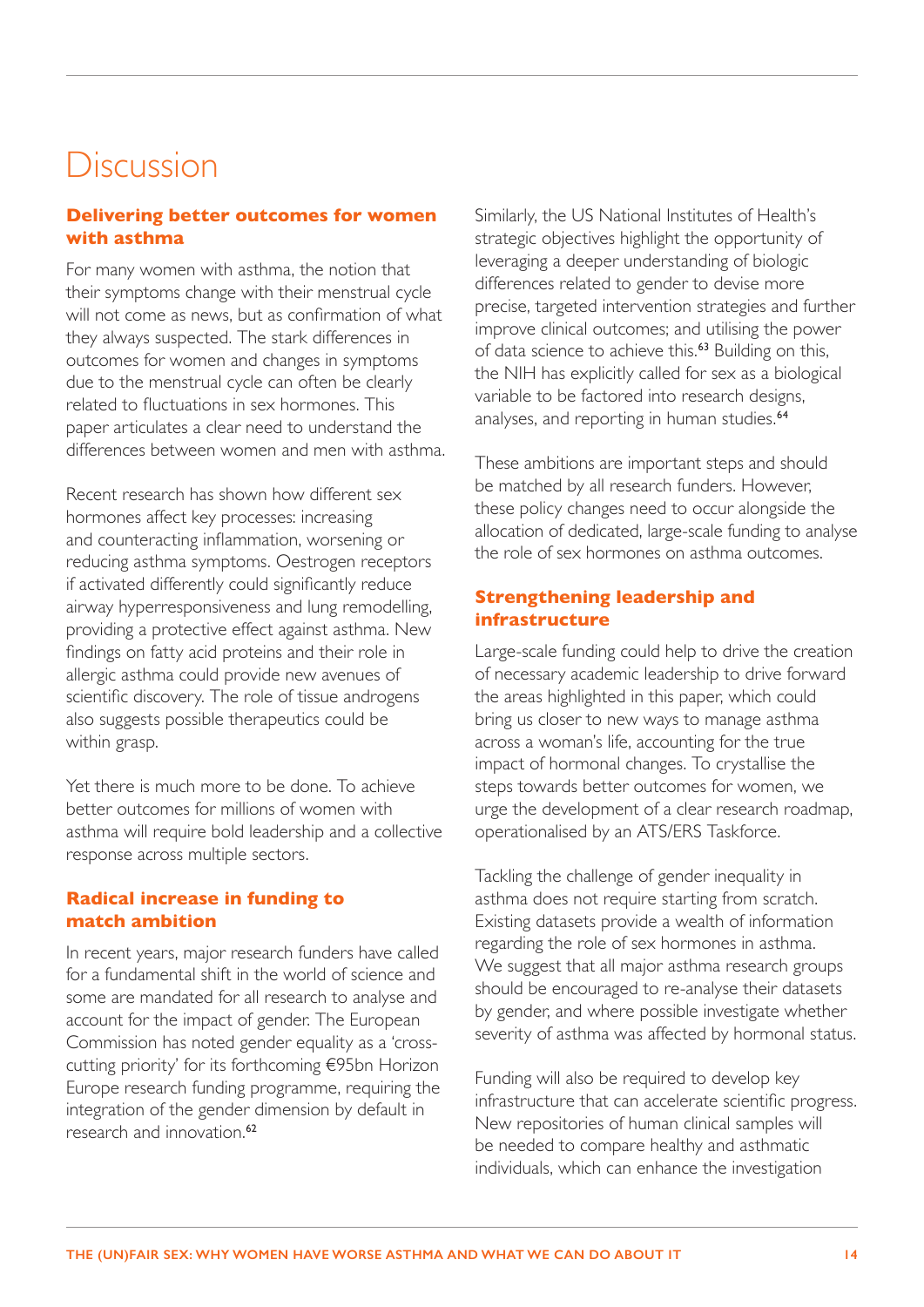# Discussion

## Delivering better outcomes for women with asthma

For many women with asthma, the notion that their symptoms change with their menstrual cycle will not come as news, but as confirmation of what they always suspected. The stark differences in outcomes for women and changes in symptoms due to the menstrual cycle can often be clearly related to fluctuations in sex hormones. This paper articulates a clear need to understand the differences between women and men with asthma.

Recent research has shown how different sex hormones affect key processes: increasing and counteracting inflammation, worsening or reducing asthma symptoms. Oestrogen receptors if activated differently could significantly reduce airway hyperresponsiveness and lung remodelling, providing a protective effect against asthma. New findings on fatty acid proteins and their role in allergic asthma could provide new avenues of scientific discovery. The role of tissue androgens also suggests possible therapeutics could be within grasp.

Yet there is much more to be done. To achieve better outcomes for millions of women with asthma will require bold leadership and a collective response across multiple sectors.

## Radical increase in funding to match ambition

In recent years, major research funders have called for a fundamental shift in the world of science and some are mandated for all research to analyse and account for the impact of gender. The European Commission has noted gender equality as a 'cross-cutting priority' for its forthcoming €95bn Horizon Europe research funding programme, requiring the integration of the gender dimension by default in research and innovation.[62]

Similarly, the US National Institutes of Health's strategic objectives highlight the opportunity of leveraging a deeper understanding of biologic differences related to gender to devise more precise, targeted intervention strategies and further improve clinical outcomes; and utilising the power of data science to achieve this.[63] Building on this, the NIH has explicitly called for sex as a biological variable to be factored into research designs, analyses, and reporting in human studies.[64]

These ambitions are important steps and should be matched by all research funders. However, these policy changes need to occur alongside the allocation of dedicated, large-scale funding to analyse the role of sex hormones on asthma outcomes.

## Strengthening leadership and infrastructure

Large-scale funding could help to drive the creation of necessary academic leadership to drive forward the areas highlighted in this paper, which could bring us closer to new ways to manage asthma across a woman's life, accounting for the true impact of hormonal changes. To crystallise the steps towards better outcomes for women, we urge the development of a clear research roadmap, operationalised by an ATS/ERS Taskforce.

Tackling the challenge of gender inequality in asthma does not require starting from scratch. Existing datasets provide a wealth of information regarding the role of sex hormones in asthma. We suggest that all major asthma research groups should be encouraged to re-analyse their datasets by gender, and where possible investigate whether severity of asthma was affected by hormonal status.

Funding will also be required to develop key infrastructure that can accelerate scientific progress. New repositories of human clinical samples will be needed to compare healthy and asthmatic individuals, which can enhance the investigation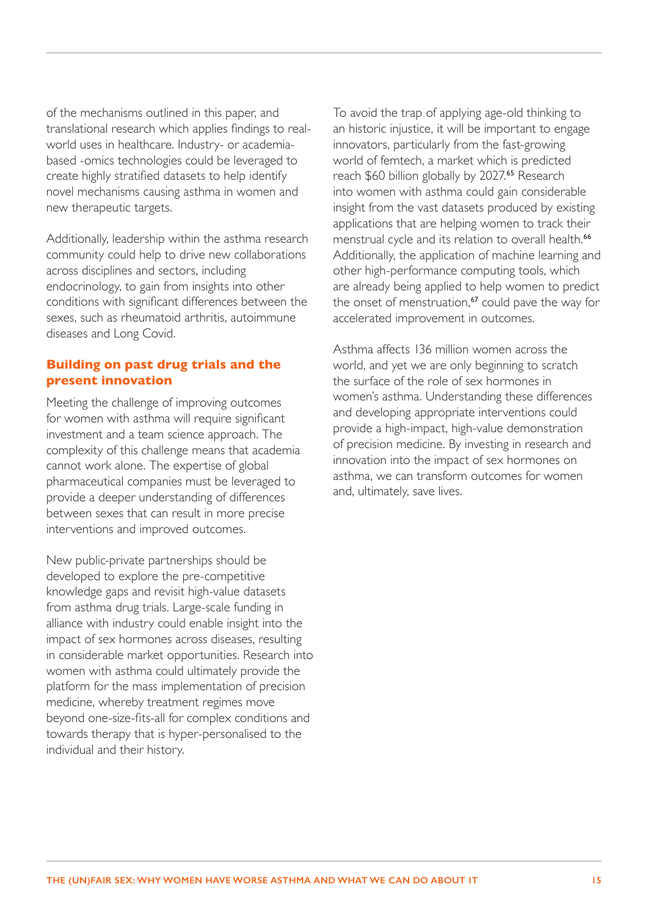of the mechanisms outlined in this paper, and translational research which applies findings to real-world uses in healthcare. Industry- or academia-based -omics technologies could be leveraged to create highly stratified datasets to help identify novel mechanisms causing asthma in women and new therapeutic targets.

Additionally, leadership within the asthma research community could help to drive new collaborations across disciplines and sectors, including endocrinology, to gain from insights into other conditions with significant differences between the sexes, such as rheumatoid arthritis, autoimmune diseases and Long Covid.

## Building on past drug trials and the present innovation

Meeting the challenge of improving outcomes for women with asthma will require significant investment and a team science approach. The complexity of this challenge means that academia cannot work alone. The expertise of global pharmaceutical companies must be leveraged to provide a deeper understanding of differences between sexes that can result in more precise interventions and improved outcomes.

New public-private partnerships should be developed to explore the pre-competitive knowledge gaps and revisit high-value datasets from asthma drug trials. Large-scale funding in alliance with industry could enable insight into the impact of sex hormones across diseases, resulting in considerable market opportunities. Research into women with asthma could ultimately provide the platform for the mass implementation of precision medicine, whereby treatment regimes move beyond one-size-fits-all for complex conditions and towards therapy that is hyper-personalised to the individual and their history.

To avoid the trap of applying age-old thinking to an historic injustice, it will be important to engage innovators, particularly from the fast-growing world of femtech, a market which is predicted reach $60 billion globally by 2027.[65] Research into women with asthma could gain considerable insight from the vast datasets produced by existing applications that are helping women to track their menstrual cycle and its relation to overall health.[66] Additionally, the application of machine learning and other high-performance computing tools, which are already being applied to help women to predict the onset of menstruation,[67] could pave the way for accelerated improvement in outcomes.

Asthma affects 136 million women across the world, and yet we are only beginning to scratch the surface of the role of sex hormones in women's asthma. Understanding these differences and developing appropriate interventions could provide a high-impact, high-value demonstration of precision medicine. By investing in research and innovation into the impact of sex hormones on asthma, we can transform outcomes for women and, ultimately, save lives.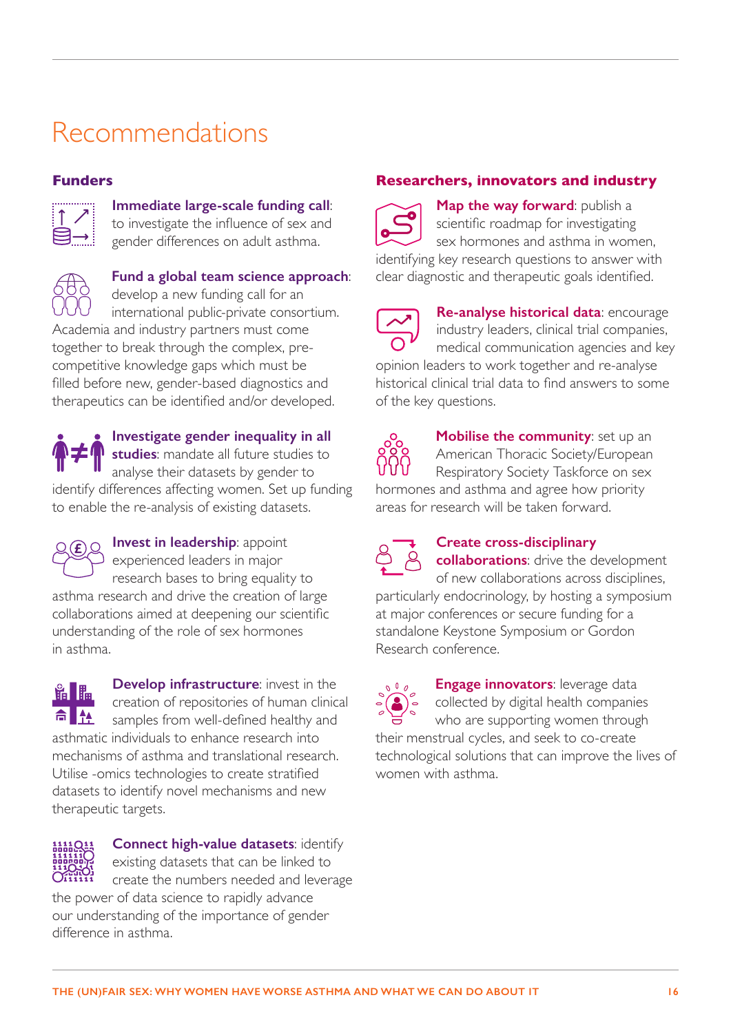# Recommendations

## Funders

**Immediate large-scale funding call**: to investigate the influence of sex and gender differences on adult asthma.

**Fund a global team science approach**: develop a new funding call for an international public-private consortium. Academia and industry partners must come together to break through the complex, pre-competitive knowledge gaps which must be filled before new, gender-based diagnostics and therapeutics can be identified and/or developed.

**Investigate gender inequality in all studies**: mandate all future studies to analyse their datasets by gender to identify differences affecting women. Set up funding to enable the re-analysis of existing datasets.

**Invest in leadership**: appoint experienced leaders in major research bases to bring equality to asthma research and drive the creation of large collaborations aimed at deepening our scientific understanding of the role of sex hormones in asthma.

**Develop infrastructure**: invest in the creation of repositories of human clinical samples from well-defined healthy and asthmatic individuals to enhance research into mechanisms of asthma and translational research. Utilise -omics technologies to create stratified datasets to identify novel mechanisms and new therapeutic targets.

**Connect high-value datasets**: identify existing datasets that can be linked to create the numbers needed and leverage the power of data science to rapidly advance our understanding of the importance of gender difference in asthma.

## Researchers, innovators and industry

**Map the way forward**: publish a scientific roadmap for investigating sex hormones and asthma in women, identifying key research questions to answer with clear diagnostic and therapeutic goals identified.

**Re-analyse historical data**: encourage industry leaders, clinical trial companies, medical communication agencies and key opinion leaders to work together and re-analyse historical clinical trial data to find answers to some of the key questions.

**Mobilise the community**: set up an American Thoracic Society/European Respiratory Society Taskforce on sex hormones and asthma and agree how priority areas for research will be taken forward.

**Create cross-disciplinary collaborations**: drive the development of new collaborations across disciplines, particularly endocrinology, by hosting a symposium at major conferences or secure funding for a standalone Keystone Symposium or Gordon Research conference.

**Engage innovators**: leverage data collected by digital health companies who are supporting women through their menstrual cycles, and seek to co-create technological solutions that can improve the lives of women with asthma.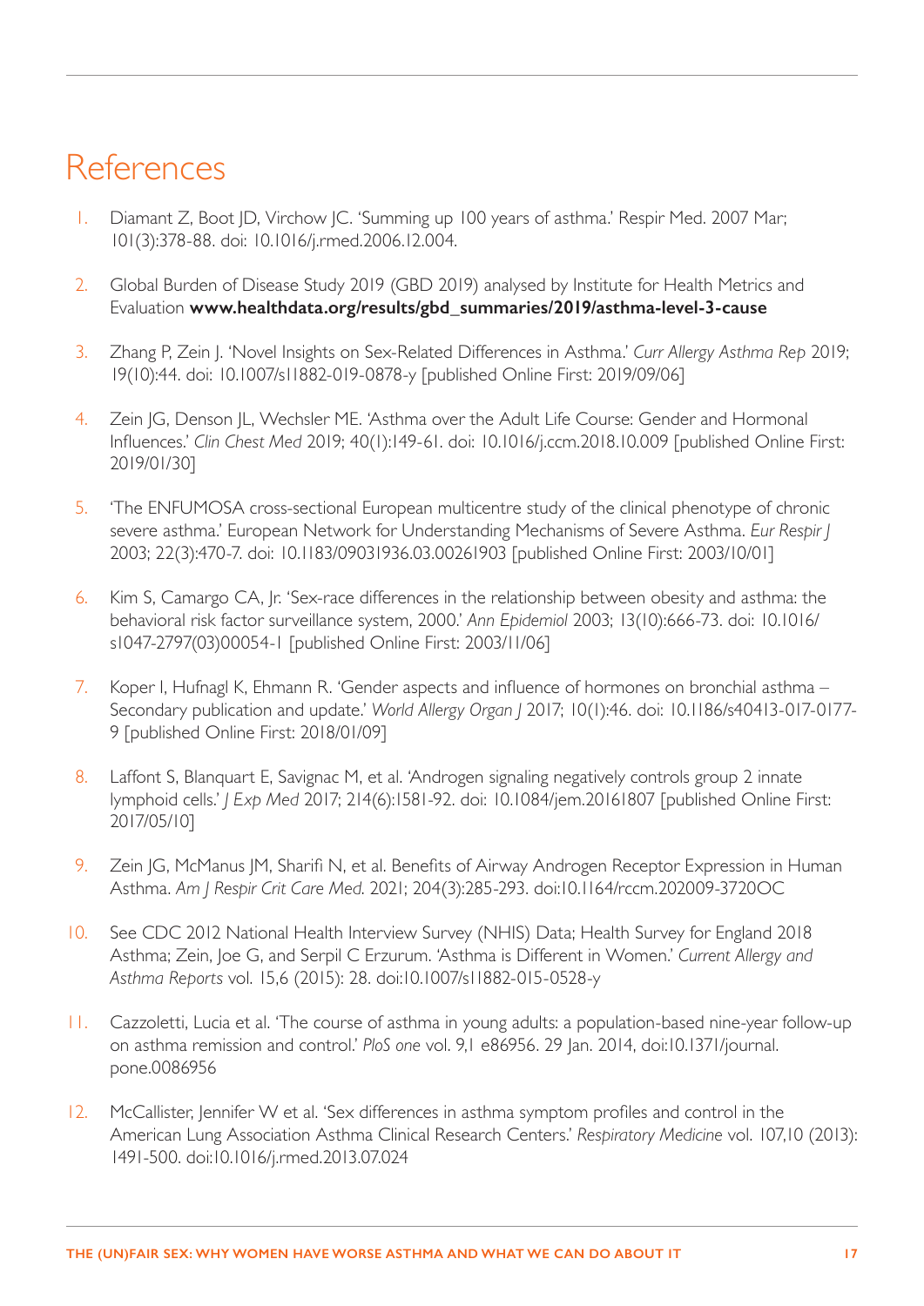# References

1. Diamant Z, Boot JD, Virchow JC. 'Summing up 100 years of asthma.' Respir Med. 2007 Mar; 101(3):378-88. doi: 10.1016/j.rmed.2006.12.004.
2. Global Burden of Disease Study 2019 (GBD 2019) analysed by Institute for Health Metrics and Evaluation **www.healthdata.org/results/gbd_summaries/2019/asthma-level-3-cause**
3. Zhang P, Zein J. 'Novel Insights on Sex-Related Differences in Asthma.' *Curr Allergy Asthma Rep* 2019; 19(10):44. doi: 10.1007/s11882-019-0878-y [published Online First: 2019/09/06]
4. Zein JG, Denson JL, Wechsler ME. 'Asthma over the Adult Life Course: Gender and Hormonal Influences.' *Clin Chest Med* 2019; 40(1):149-61. doi: 10.1016/j.ccm.2018.10.009 [published Online First: 2019/01/30]
5. 'The ENFUMOSA cross-sectional European multicentre study of the clinical phenotype of chronic severe asthma.' European Network for Understanding Mechanisms of Severe Asthma. *Eur Respir J* 2003; 22(3):470-7. doi: 10.1183/09031936.03.00261903 [published Online First: 2003/10/01]
6. Kim S, Camargo CA, Jr. 'Sex-race differences in the relationship between obesity and asthma: the behavioral risk factor surveillance system, 2000.' *Ann Epidemiol* 2003; 13(10):666-73. doi: 10.1016/s1047-2797(03)00054-1 [published Online First: 2003/11/06]
7. Koper I, Hufnagl K, Ehmann R. 'Gender aspects and influence of hormones on bronchial asthma – Secondary publication and update.' *World Allergy Organ J* 2017; 10(1):46. doi: 10.1186/s40413-017-0177-9 [published Online First: 2018/01/09]
8. Laffont S, Blanquart E, Savignac M, et al. 'Androgen signaling negatively controls group 2 innate lymphoid cells.' *J Exp Med* 2017; 214(6):1581-92. doi: 10.1084/jem.20161807 [published Online First: 2017/05/10]
9. Zein JG, McManus JM, Sharifi N, et al. Benefits of Airway Androgen Receptor Expression in Human Asthma. *Am J Respir Crit Care Med.* 2021; 204(3):285-293. doi:10.1164/rccm.202009-3720OC
10. See CDC 2012 National Health Interview Survey (NHIS) Data; Health Survey for England 2018 Asthma; Zein, Joe G, and Serpil C Erzurum. 'Asthma is Different in Women.' *Current Allergy and Asthma Reports* vol. 15,6 (2015): 28. doi:10.1007/s11882-015-0528-y
11. Cazzoletti, Lucia et al. 'The course of asthma in young adults: a population-based nine-year follow-up on asthma remission and control.' *PloS one* vol. 9,1 e86956. 29 Jan. 2014, doi:10.1371/journal.pone.0086956
12. McCallister, Jennifer W et al. 'Sex differences in asthma symptom profiles and control in the American Lung Association Asthma Clinical Research Centers.' *Respiratory Medicine* vol. 107,10 (2013): 1491-500. doi:10.1016/j.rmed.2013.07.024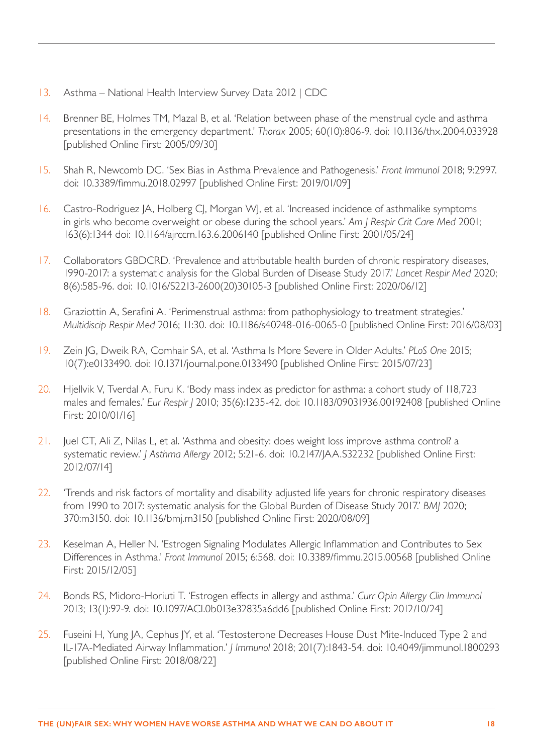13. Asthma – National Health Interview Survey Data 2012 | CDC

14. Brenner BE, Holmes TM, Mazal B, et al. 'Relation between phase of the menstrual cycle and asthma presentations in the emergency department.' *Thorax* 2005; 60(10):806-9. doi: 10.1136/thx.2004.033928 [published Online First: 2005/09/30]

15. Shah R, Newcomb DC. 'Sex Bias in Asthma Prevalence and Pathogenesis.' *Front Immunol* 2018; 9:2997. doi: 10.3389/fimmu.2018.02997 [published Online First: 2019/01/09]

16. Castro-Rodriguez JA, Holberg CJ, Morgan WJ, et al. 'Increased incidence of asthmalike symptoms in girls who become overweight or obese during the school years.' *Am J Respir Crit Care Med* 2001; 163(6):1344 doi: 10.1164/ajrccm.163.6.2006140 [published Online First: 2001/05/24]

17. Collaborators GBDCRD. 'Prevalence and attributable health burden of chronic respiratory diseases, 1990-2017: a systematic analysis for the Global Burden of Disease Study 2017.' *Lancet Respir Med* 2020; 8(6):585-96. doi: 10.1016/S2213-2600(20)30105-3 [published Online First: 2020/06/12]

18. Graziottin A, Serafini A. 'Perimenstrual asthma: from pathophysiology to treatment strategies.' *Multidiscip Respir Med* 2016; 11:30. doi: 10.1186/s40248-016-0065-0 [published Online First: 2016/08/03]

19. Zein JG, Dweik RA, Comhair SA, et al. 'Asthma Is More Severe in Older Adults.' *PLoS One* 2015; 10(7):e0133490. doi: 10.1371/journal.pone.0133490 [published Online First: 2015/07/23]

20. Hjellvik V, Tverdal A, Furu K. 'Body mass index as predictor for asthma: a cohort study of 118,723 males and females.' *Eur Respir J* 2010; 35(6):1235-42. doi: 10.1183/09031936.00192408 [published Online First: 2010/01/16]

21. Juel CT, Ali Z, Nilas L, et al. 'Asthma and obesity: does weight loss improve asthma control? a systematic review.' *J Asthma Allergy* 2012; 5:21-6. doi: 10.2147/JAA.S32232 [published Online First: 2012/07/14]

22. 'Trends and risk factors of mortality and disability adjusted life years for chronic respiratory diseases from 1990 to 2017: systematic analysis for the Global Burden of Disease Study 2017.' *BMJ* 2020; 370:m3150. doi: 10.1136/bmj.m3150 [published Online First: 2020/08/09]

23. Keselman A, Heller N. 'Estrogen Signaling Modulates Allergic Inflammation and Contributes to Sex Differences in Asthma.' *Front Immunol* 2015; 6:568. doi: 10.3389/fimmu.2015.00568 [published Online First: 2015/12/05]

24. Bonds RS, Midoro-Horiuti T. 'Estrogen effects in allergy and asthma.' *Curr Opin Allergy Clin Immunol* 2013; 13(1):92-9. doi: 10.1097/ACI.0b013e32835a6dd6 [published Online First: 2012/10/24]

25. Fuseini H, Yung JA, Cephus JY, et al. 'Testosterone Decreases House Dust Mite-Induced Type 2 and IL-17A-Mediated Airway Inflammation.' *J Immunol* 2018; 201(7):1843-54. doi: 10.4049/jimmunol.1800293 [published Online First: 2018/08/22]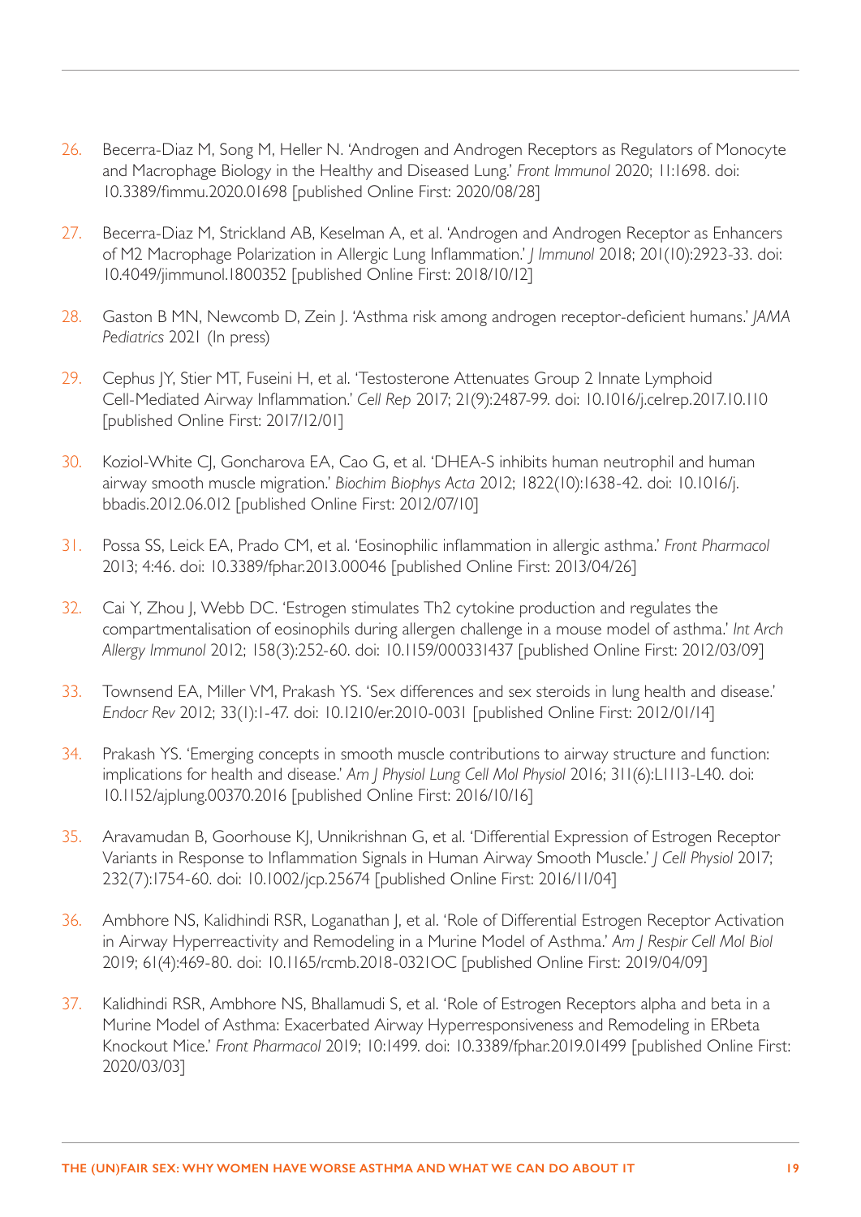26. Becerra-Diaz M, Song M, Heller N. 'Androgen and Androgen Receptors as Regulators of Monocyte and Macrophage Biology in the Healthy and Diseased Lung.' *Front Immunol* 2020; 11:1698. doi: 10.3389/fimmu.2020.01698 [published Online First: 2020/08/28]

27. Becerra-Diaz M, Strickland AB, Keselman A, et al. 'Androgen and Androgen Receptor as Enhancers of M2 Macrophage Polarization in Allergic Lung Inflammation.' *J Immunol* 2018; 201(10):2923-33. doi: 10.4049/jimmunol.1800352 [published Online First: 2018/10/12]

28. Gaston B MN, Newcomb D, Zein J. 'Asthma risk among androgen receptor-deficient humans.' *JAMA Pediatrics* 2021 (In press)

29. Cephus JY, Stier MT, Fuseini H, et al. 'Testosterone Attenuates Group 2 Innate Lymphoid Cell-Mediated Airway Inflammation.' *Cell Rep* 2017; 21(9):2487-99. doi: 10.1016/j.celrep.2017.10.110 [published Online First: 2017/12/01]

30. Koziol-White CJ, Goncharova EA, Cao G, et al. 'DHEA-S inhibits human neutrophil and human airway smooth muscle migration.' *Biochim Biophys Acta* 2012; 1822(10):1638-42. doi: 10.1016/j.bbadis.2012.06.012 [published Online First: 2012/07/10]

31. Possa SS, Leick EA, Prado CM, et al. 'Eosinophilic inflammation in allergic asthma.' *Front Pharmacol* 2013; 4:46. doi: 10.3389/fphar.2013.00046 [published Online First: 2013/04/26]

32. Cai Y, Zhou J, Webb DC. 'Estrogen stimulates Th2 cytokine production and regulates the compartmentalisation of eosinophils during allergen challenge in a mouse model of asthma.' *Int Arch Allergy Immunol* 2012; 158(3):252-60. doi: 10.1159/000331437 [published Online First: 2012/03/09]

33. Townsend EA, Miller VM, Prakash YS. 'Sex differences and sex steroids in lung health and disease.' *Endocr Rev* 2012; 33(1):1-47. doi: 10.1210/er.2010-0031 [published Online First: 2012/01/14]

34. Prakash YS. 'Emerging concepts in smooth muscle contributions to airway structure and function: implications for health and disease.' *Am J Physiol Lung Cell Mol Physiol* 2016; 311(6):L1113-L40. doi: 10.1152/ajplung.00370.2016 [published Online First: 2016/10/16]

35. Aravamudan B, Goorhouse KJ, Unnikrishnan G, et al. 'Differential Expression of Estrogen Receptor Variants in Response to Inflammation Signals in Human Airway Smooth Muscle.' *J Cell Physiol* 2017; 232(7):1754-60. doi: 10.1002/jcp.25674 [published Online First: 2016/11/04]

36. Ambhore NS, Kalidhindi RSR, Loganathan J, et al. 'Role of Differential Estrogen Receptor Activation in Airway Hyperreactivity and Remodeling in a Murine Model of Asthma.' *Am J Respir Cell Mol Biol* 2019; 61(4):469-80. doi: 10.1165/rcmb.2018-0321OC [published Online First: 2019/04/09]

37. Kalidhindi RSR, Ambhore NS, Bhallamudi S, et al. 'Role of Estrogen Receptors alpha and beta in a Murine Model of Asthma: Exacerbated Airway Hyperresponsiveness and Remodeling in ERbeta Knockout Mice.' *Front Pharmacol* 2019; 10:1499. doi: 10.3389/fphar.2019.01499 [published Online First: 2020/03/03]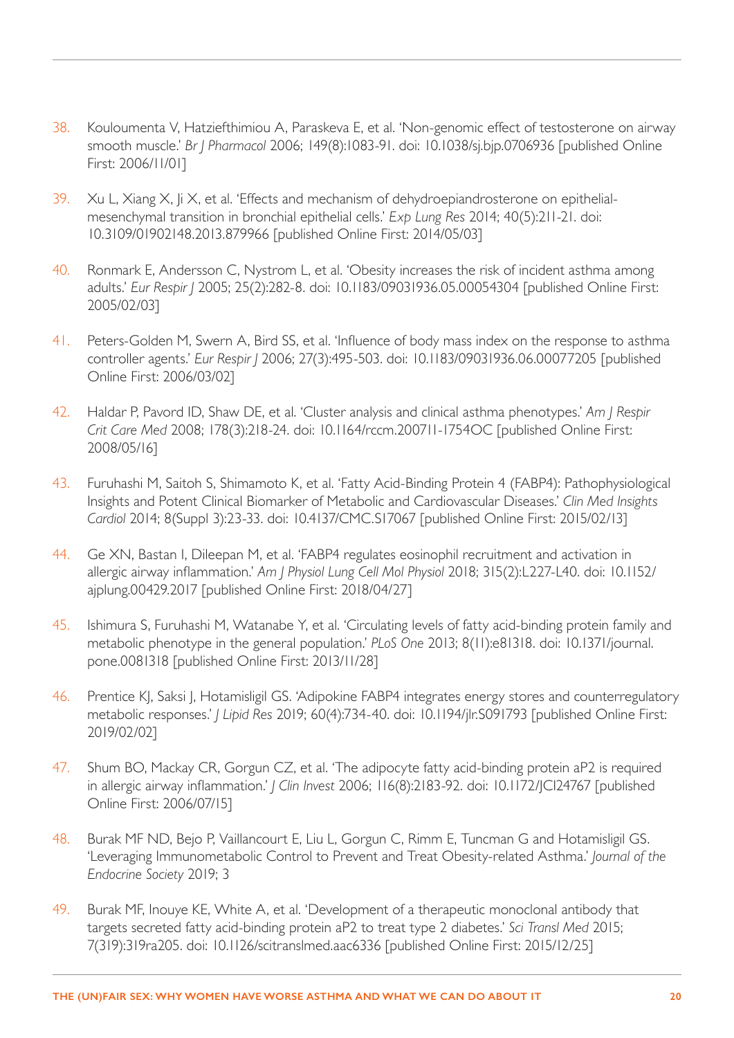38. Kouloumenta V, Hatziefthimiou A, Paraskeva E, et al. 'Non-genomic effect of testosterone on airway smooth muscle.' *Br J Pharmacol* 2006; 149(8):1083-91. doi: 10.1038/sj.bjp.0706936 [published Online First: 2006/11/01]

39. Xu L, Xiang X, Ji X, et al. 'Effects and mechanism of dehydroepiandrosterone on epithelial-mesenchymal transition in bronchial epithelial cells.' *Exp Lung Res* 2014; 40(5):211-21. doi: 10.3109/01902148.2013.879966 [published Online First: 2014/05/03]

40. Ronmark E, Andersson C, Nystrom L, et al. 'Obesity increases the risk of incident asthma among adults.' *Eur Respir J* 2005; 25(2):282-8. doi: 10.1183/09031936.05.00054304 [published Online First: 2005/02/03]

41. Peters-Golden M, Swern A, Bird SS, et al. 'Influence of body mass index on the response to asthma controller agents.' *Eur Respir J* 2006; 27(3):495-503. doi: 10.1183/09031936.06.00077205 [published Online First: 2006/03/02]

42. Haldar P, Pavord ID, Shaw DE, et al. 'Cluster analysis and clinical asthma phenotypes.' *Am J Respir Crit Care Med* 2008; 178(3):218-24. doi: 10.1164/rccm.200711-1754OC [published Online First: 2008/05/16]

43. Furuhashi M, Saitoh S, Shimamoto K, et al. 'Fatty Acid-Binding Protein 4 (FABP4): Pathophysiological Insights and Potent Clinical Biomarker of Metabolic and Cardiovascular Diseases.' *Clin Med Insights Cardiol* 2014; 8(Suppl 3):23-33. doi: 10.4137/CMC.S17067 [published Online First: 2015/02/13]

44. Ge XN, Bastan I, Dileepan M, et al. 'FABP4 regulates eosinophil recruitment and activation in allergic airway inflammation.' *Am J Physiol Lung Cell Mol Physiol* 2018; 315(2):L227-L40. doi: 10.1152/ajplung.00429.2017 [published Online First: 2018/04/27]

45. Ishimura S, Furuhashi M, Watanabe Y, et al. 'Circulating levels of fatty acid-binding protein family and metabolic phenotype in the general population.' *PLoS One* 2013; 8(11):e81318. doi: 10.1371/journal.pone.0081318 [published Online First: 2013/11/28]

46. Prentice KJ, Saksi J, Hotamisligil GS. 'Adipokine FABP4 integrates energy stores and counterregulatory metabolic responses.' *J Lipid Res* 2019; 60(4):734-40. doi: 10.1194/jlr.S091793 [published Online First: 2019/02/02]

47. Shum BO, Mackay CR, Gorgun CZ, et al. 'The adipocyte fatty acid-binding protein aP2 is required in allergic airway inflammation.' *J Clin Invest* 2006; 116(8):2183-92. doi: 10.1172/JCI24767 [published Online First: 2006/07/15]

48. Burak MF ND, Bejo P, Vaillancourt E, Liu L, Gorgun C, Rimm E, Tuncman G and Hotamisligil GS. 'Leveraging Immunometabolic Control to Prevent and Treat Obesity-related Asthma.' *Journal of the Endocrine Society* 2019; 3

49. Burak MF, Inouye KE, White A, et al. 'Development of a therapeutic monoclonal antibody that targets secreted fatty acid-binding protein aP2 to treat type 2 diabetes.' *Sci Transl Med* 2015; 7(319):319ra205. doi: 10.1126/scitranslmed.aac6336 [published Online First: 2015/12/25]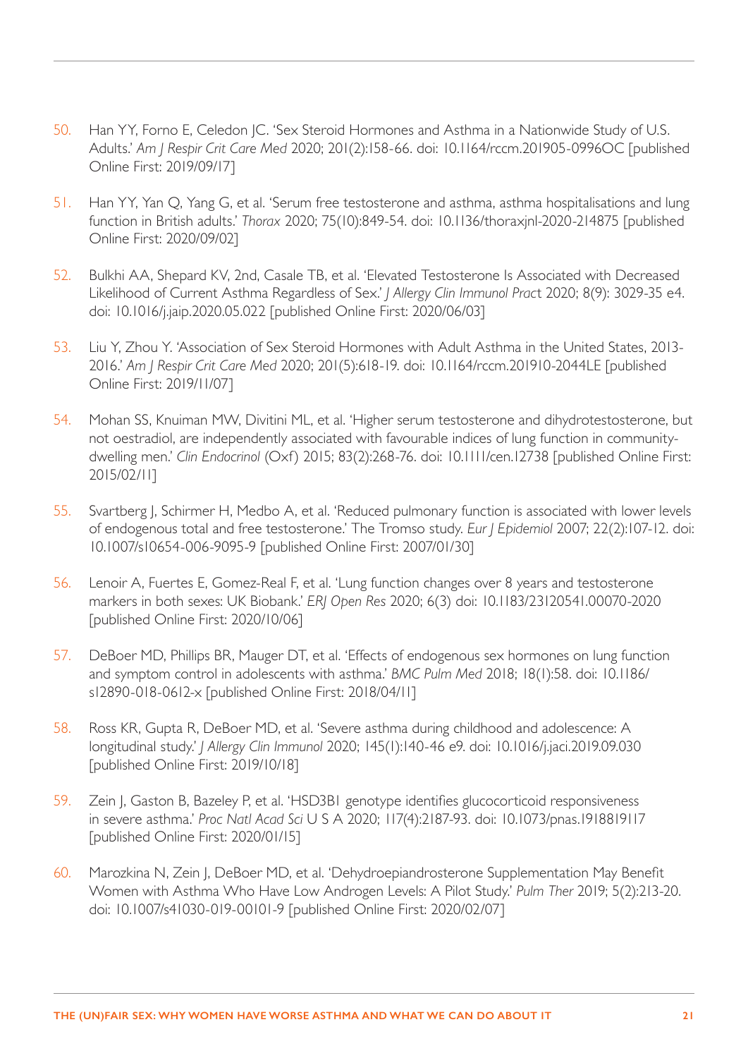50. Han YY, Forno E, Celedon JC. 'Sex Steroid Hormones and Asthma in a Nationwide Study of U.S. Adults.' *Am J Respir Crit Care Med* 2020; 201(2):158-66. doi: 10.1164/rccm.201905-0996OC [published Online First: 2019/09/17]

51. Han YY, Yan Q, Yang G, et al. 'Serum free testosterone and asthma, asthma hospitalisations and lung function in British adults.' *Thorax* 2020; 75(10):849-54. doi: 10.1136/thoraxjnl-2020-214875 [published Online First: 2020/09/02]

52. Bulkhi AA, Shepard KV, 2nd, Casale TB, et al. 'Elevated Testosterone Is Associated with Decreased Likelihood of Current Asthma Regardless of Sex.' *J Allergy Clin Immunol Pract* 2020; 8(9): 3029-35 e4. doi: 10.1016/j.jaip.2020.05.022 [published Online First: 2020/06/03]

53. Liu Y, Zhou Y. 'Association of Sex Steroid Hormones with Adult Asthma in the United States, 2013-2016.' *Am J Respir Crit Care Med* 2020; 201(5):618-19. doi: 10.1164/rccm.201910-2044LE [published Online First: 2019/11/07]

54. Mohan SS, Knuiman MW, Divitini ML, et al. 'Higher serum testosterone and dihydrotestosterone, but not oestradiol, are independently associated with favourable indices of lung function in community-dwelling men.' *Clin Endocrinol* (Oxf) 2015; 83(2):268-76. doi: 10.1111/cen.12738 [published Online First: 2015/02/11]

55. Svartberg J, Schirmer H, Medbo A, et al. 'Reduced pulmonary function is associated with lower levels of endogenous total and free testosterone.' The Tromso study. *Eur J Epidemiol* 2007; 22(2):107-12. doi: 10.1007/s10654-006-9095-9 [published Online First: 2007/01/30]

56. Lenoir A, Fuertes E, Gomez-Real F, et al. 'Lung function changes over 8 years and testosterone markers in both sexes: UK Biobank.' *ERJ Open Res* 2020; 6(3) doi: 10.1183/23120541.00070-2020 [published Online First: 2020/10/06]

57. DeBoer MD, Phillips BR, Mauger DT, et al. 'Effects of endogenous sex hormones on lung function and symptom control in adolescents with asthma.' *BMC Pulm Med* 2018; 18(1):58. doi: 10.1186/s12890-018-0612-x [published Online First: 2018/04/11]

58. Ross KR, Gupta R, DeBoer MD, et al. 'Severe asthma during childhood and adolescence: A longitudinal study.' *J Allergy Clin Immunol* 2020; 145(1):140-46 e9. doi: 10.1016/j.jaci.2019.09.030 [published Online First: 2019/10/18]

59. Zein J, Gaston B, Bazeley P, et al. 'HSD3B1 genotype identifies glucocorticoid responsiveness in severe asthma.' *Proc Natl Acad Sci* U S A 2020; 117(4):2187-93. doi: 10.1073/pnas.1918819117 [published Online First: 2020/01/15]

60. Marozkina N, Zein J, DeBoer MD, et al. 'Dehydroepiandrosterone Supplementation May Benefit Women with Asthma Who Have Low Androgen Levels: A Pilot Study.' *Pulm Ther* 2019; 5(2):213-20. doi: 10.1007/s41030-019-00101-9 [published Online First: 2020/02/07]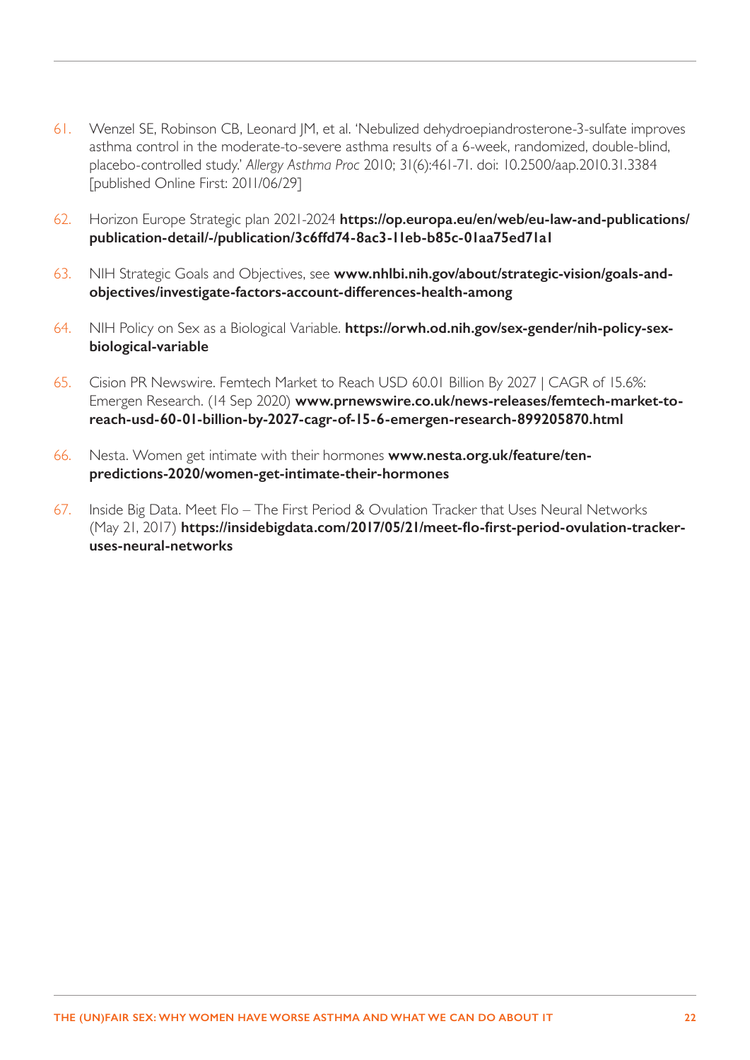61. Wenzel SE, Robinson CB, Leonard JM, et al. 'Nebulized dehydroepiandrosterone-3-sulfate improves asthma control in the moderate-to-severe asthma results of a 6-week, randomized, double-blind, placebo-controlled study.' *Allergy Asthma Proc* 2010; 31(6):461-71. doi: 10.2500/aap.2010.31.3384 [published Online First: 2011/06/29]

62. Horizon Europe Strategic plan 2021-2024 **https://op.europa.eu/en/web/eu-law-and-publications/publication-detail/-/publication/3c6ffd74-8ac3-11eb-b85c-01aa75ed71a1**

63. NIH Strategic Goals and Objectives, see **www.nhlbi.nih.gov/about/strategic-vision/goals-and-objectives/investigate-factors-account-differences-health-among**

64. NIH Policy on Sex as a Biological Variable. **https://orwh.od.nih.gov/sex-gender/nih-policy-sex-biological-variable**

65. Cision PR Newswire. Femtech Market to Reach USD 60.01 Billion By 2027 | CAGR of 15.6%: Emergen Research. (14 Sep 2020) **www.prnewswire.co.uk/news-releases/femtech-market-to-reach-usd-60-01-billion-by-2027-cagr-of-15-6-emergen-research-899205870.html**

66. Nesta. Women get intimate with their hormones **www.nesta.org.uk/feature/ten-predictions-2020/women-get-intimate-their-hormones**

67. Inside Big Data. Meet Flo – The First Period & Ovulation Tracker that Uses Neural Networks (May 21, 2017) **https://insidebigdata.com/2017/05/21/meet-flo-first-period-ovulation-tracker-uses-neural-networks**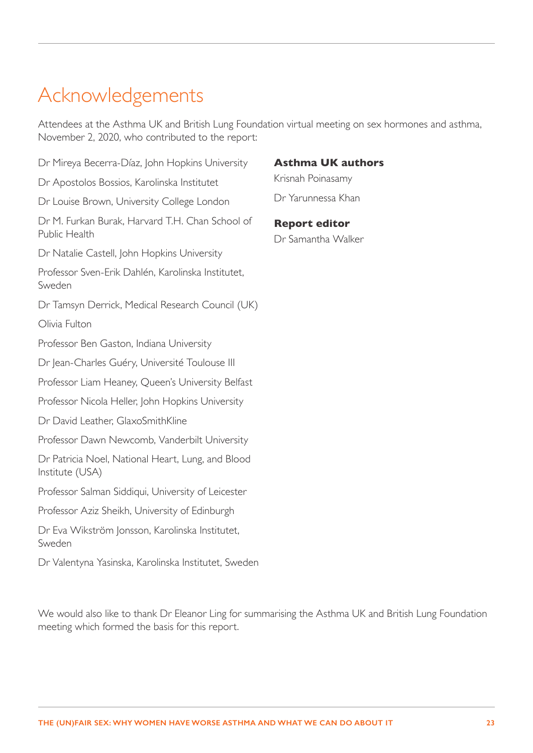# Acknowledgements

Attendees at the Asthma UK and British Lung Foundation virtual meeting on sex hormones and asthma, November 2, 2020, who contributed to the report:

Dr Mireya Becerra-Díaz, John Hopkins University

Dr Apostolos Bossios, Karolinska Institutet

Dr Louise Brown, University College London

Dr M. Furkan Burak, Harvard T.H. Chan School of Public Health

Dr Natalie Castell, John Hopkins University

Professor Sven-Erik Dahlén, Karolinska Institutet, Sweden

Dr Tamsyn Derrick, Medical Research Council (UK)

Olivia Fulton

Professor Ben Gaston, Indiana University

Dr Jean-Charles Guéry, Université Toulouse III

Professor Liam Heaney, Queen's University Belfast

Professor Nicola Heller, John Hopkins University

Dr David Leather, GlaxoSmithKline

Professor Dawn Newcomb, Vanderbilt University

Dr Patricia Noel, National Heart, Lung, and Blood Institute (USA)

Professor Salman Siddiqui, University of Leicester

Professor Aziz Sheikh, University of Edinburgh

Dr Eva Wikström Jonsson, Karolinska Institutet, Sweden

Dr Valentyna Yasinska, Karolinska Institutet, Sweden

**Asthma UK authors**

Krisnah Poinasamy

Dr Yarunnessa Khan

**Report editor**

Dr Samantha Walker

We would also like to thank Dr Eleanor Ling for summarising the Asthma UK and British Lung Foundation meeting which formed the basis for this report.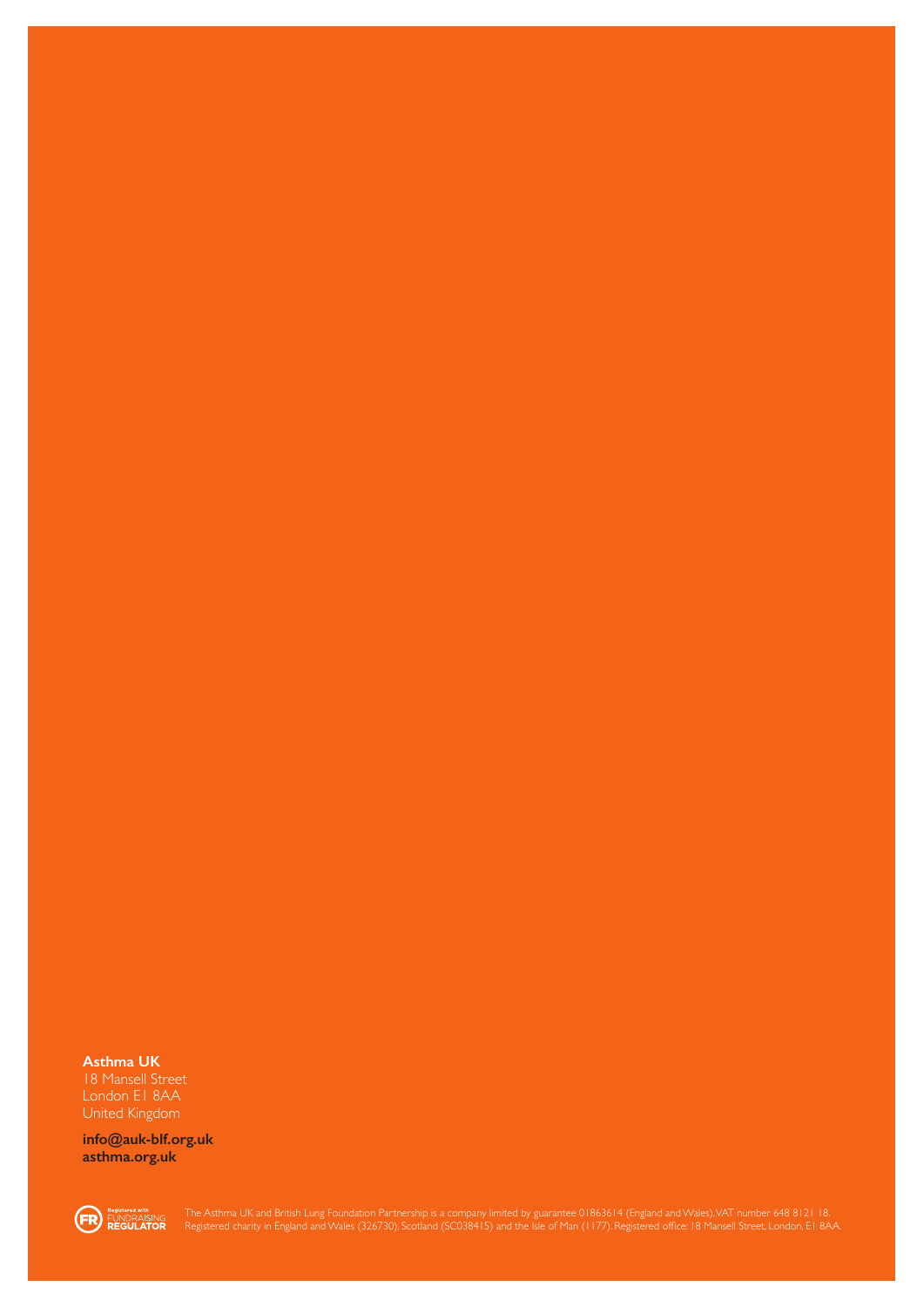**Asthma UK**
18 Mansell Street
London E1 8AA
United Kingdom

**info@auk-blf.org.uk**
**asthma.org.uk**

Registered with FUNDRAISING REGULATOR

The Asthma UK and British Lung Foundation Partnership is a company limited by guarantee 01863614 (England and Wales). VAT number 648 8121 18.
Registered charity in England and Wales (326730), Scotland (SC038415) and the Isle of Man (1177). Registered office: 18 Mansell Street, London, E1 8AA.